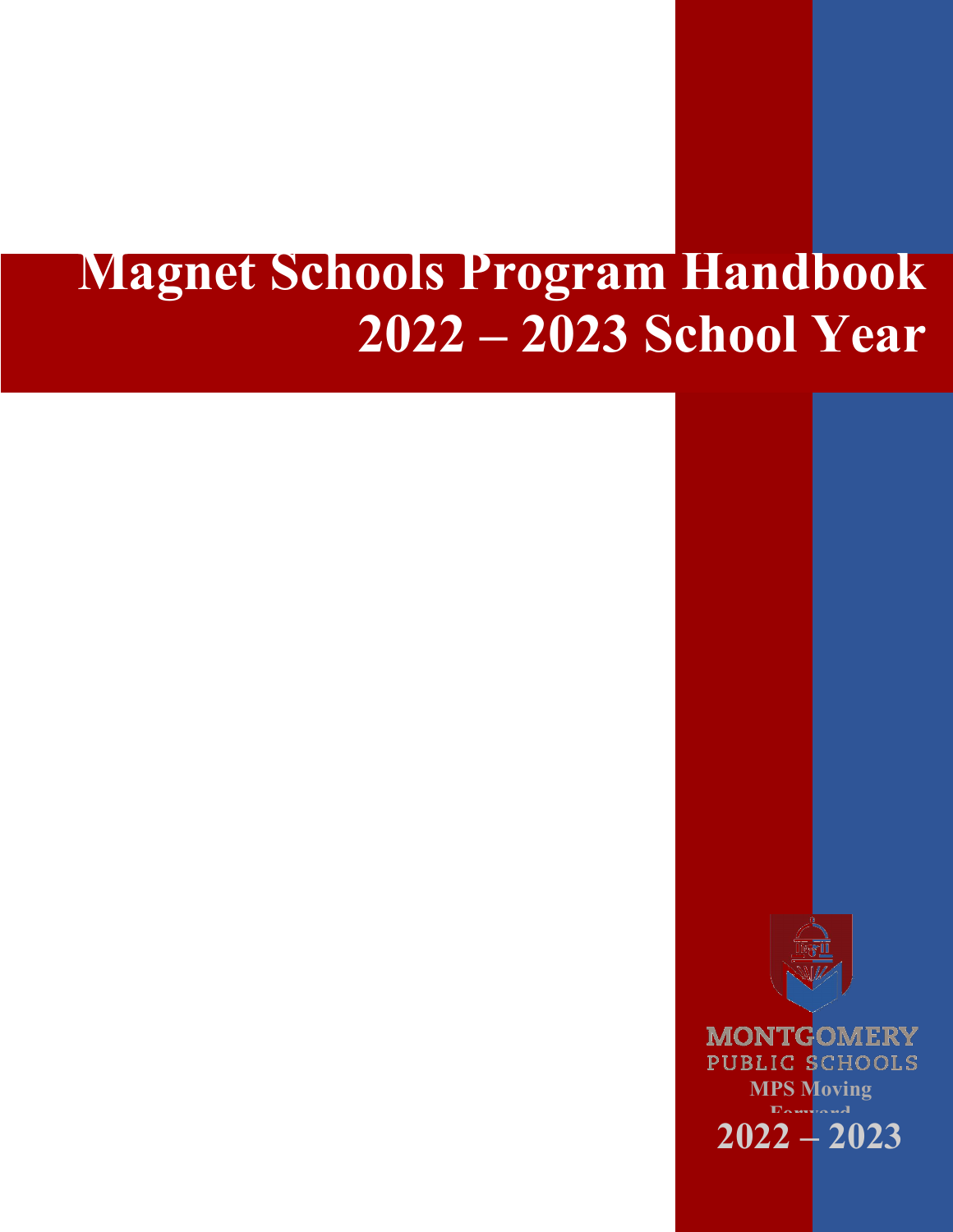# Magnet Schools Program Handbook 2022 – 2023 School Year

MONTGOMERY PUBLIC SCHOOLS

MPS Moving Forward

2022 – 2023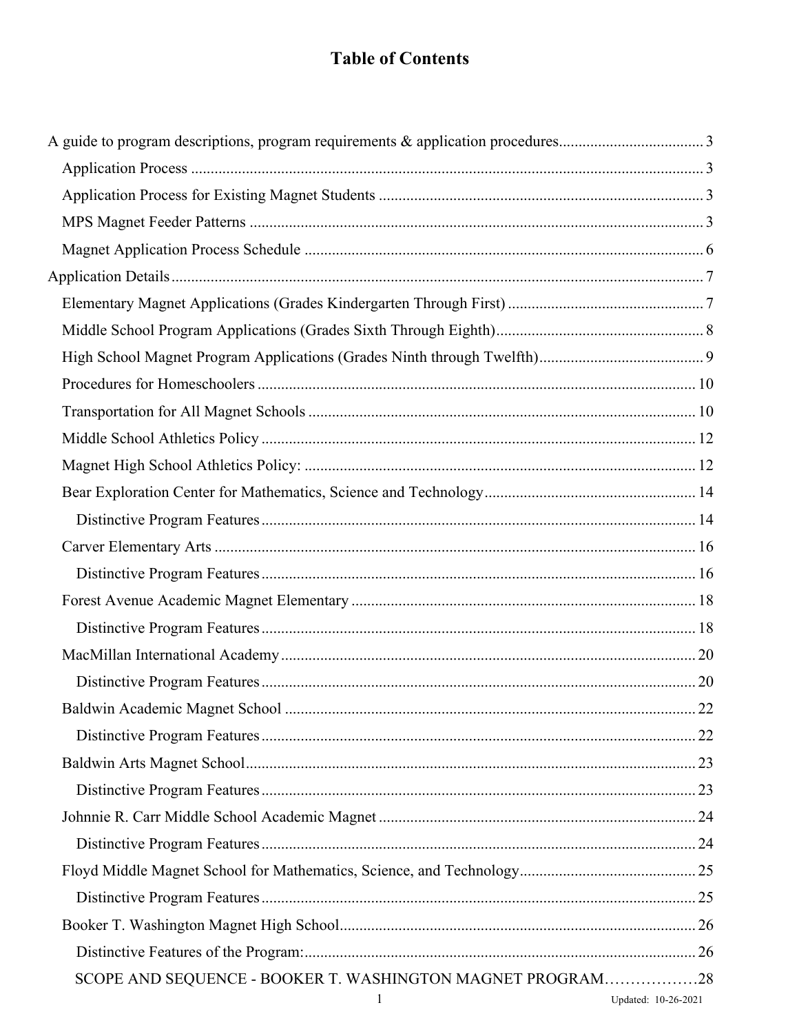# Table of Contents

A guide to program descriptions, program requirements & application procedures .... 3

- Application Process .... 3
- Application Process for Existing Magnet Students .... 3
- MPS Magnet Feeder Patterns .... 3
- Magnet Application Process Schedule .... 6

Application Details .... 7

- Elementary Magnet Applications (Grades Kindergarten Through First) .... 7
- Middle School Program Applications (Grades Sixth Through Eighth) .... 8
- High School Magnet Program Applications (Grades Ninth through Twelfth) .... 9
- Procedures for Homeschoolers .... 10
- Transportation for All Magnet Schools .... 10
- Middle School Athletics Policy .... 12
- Magnet High School Athletics Policy: .... 12
- Bear Exploration Center for Mathematics, Science and Technology .... 14
  - Distinctive Program Features .... 14
- Carver Elementary Arts .... 16
  - Distinctive Program Features .... 16
- Forest Avenue Academic Magnet Elementary .... 18
  - Distinctive Program Features .... 18
- MacMillan International Academy .... 20
  - Distinctive Program Features .... 20
- Baldwin Academic Magnet School .... 22
  - Distinctive Program Features .... 22
- Baldwin Arts Magnet School .... 23
  - Distinctive Program Features .... 23
- Johnnie R. Carr Middle School Academic Magnet .... 24
  - Distinctive Program Features .... 24
- Floyd Middle Magnet School for Mathematics, Science, and Technology .... 25
  - Distinctive Program Features .... 25
- Booker T. Washington Magnet High School .... 26
  - Distinctive Features of the Program: .... 26
  - SCOPE AND SEQUENCE - BOOKER T. WASHINGTON MAGNET PROGRAM .... 28

Updated: 10-26-2021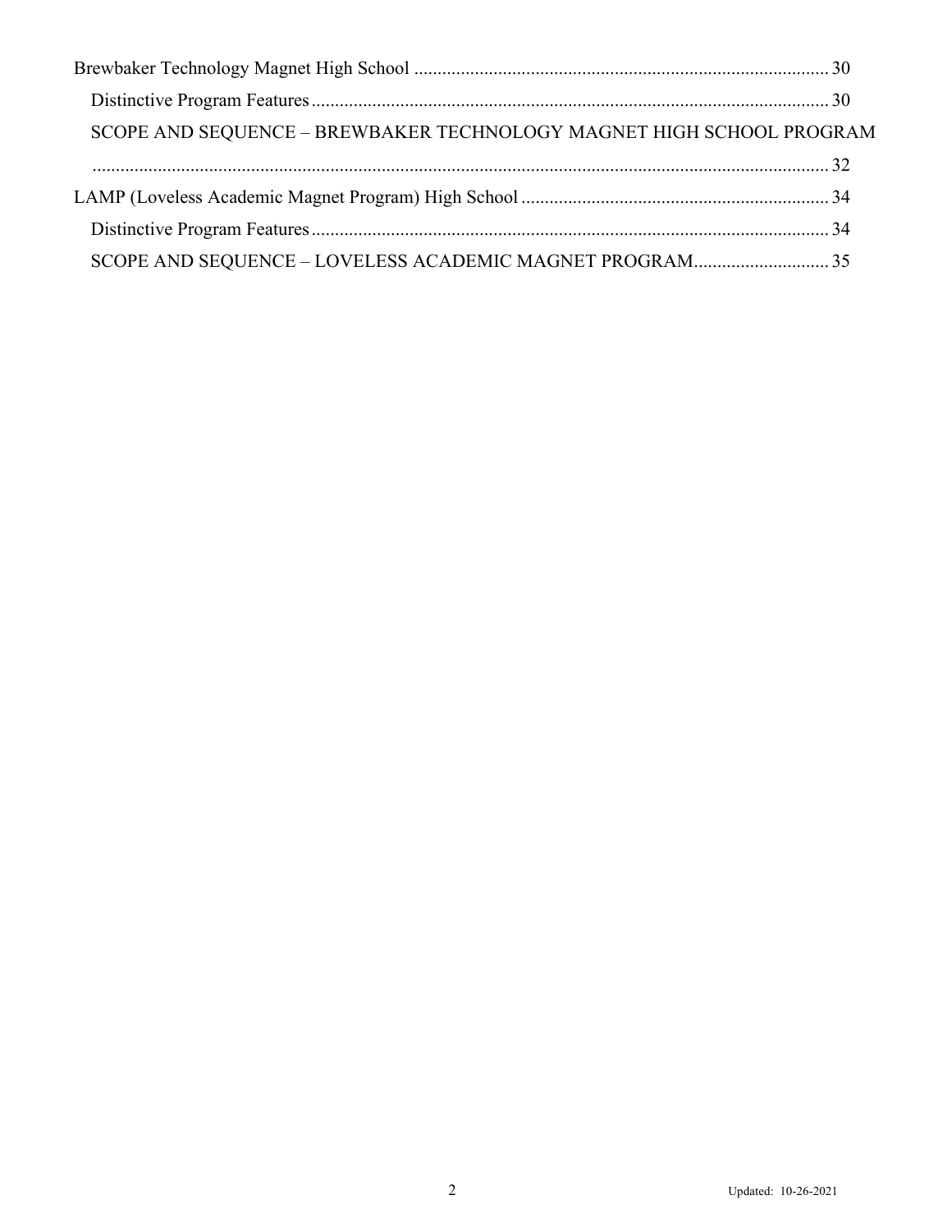Brewbaker Technology Magnet High School ........................................................................................ 30

Distinctive Program Features .............................................................................................................. 30

SCOPE AND SEQUENCE – BREWBAKER TECHNOLOGY MAGNET HIGH SCHOOL PROGRAM ............................................................................................................................................. 32

LAMP (Loveless Academic Magnet Program) High School ................................................................. 34

Distinctive Program Features .............................................................................................................. 34

SCOPE AND SEQUENCE – LOVELESS ACADEMIC MAGNET PROGRAM............................. 35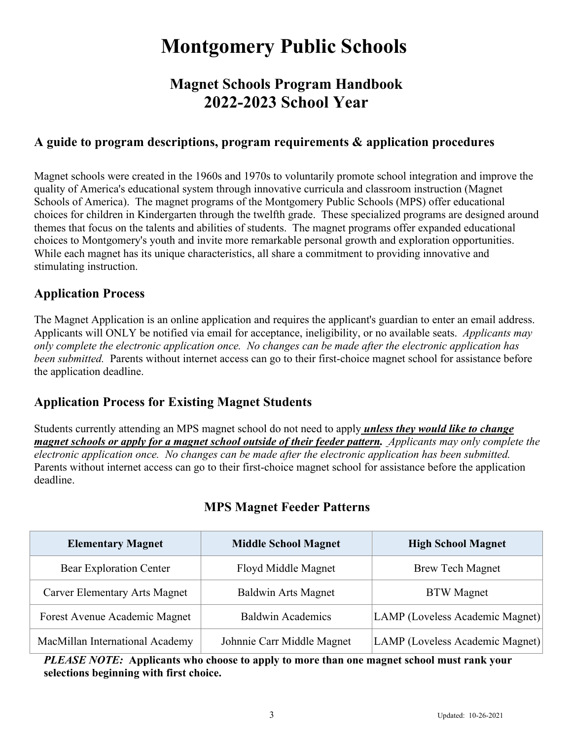# Montgomery Public Schools

## Magnet Schools Program Handbook
## 2022-2023 School Year

### A guide to program descriptions, program requirements & application procedures

Magnet schools were created in the 1960s and 1970s to voluntarily promote school integration and improve the quality of America's educational system through innovative curricula and classroom instruction (Magnet Schools of America). The magnet programs of the Montgomery Public Schools (MPS) offer educational choices for children in Kindergarten through the twelfth grade. These specialized programs are designed around themes that focus on the talents and abilities of students. The magnet programs offer expanded educational choices to Montgomery's youth and invite more remarkable personal growth and exploration opportunities. While each magnet has its unique characteristics, all share a commitment to providing innovative and stimulating instruction.

### Application Process

The Magnet Application is an online application and requires the applicant's guardian to enter an email address. Applicants will ONLY be notified via email for acceptance, ineligibility, or no available seats. *Applicants may only complete the electronic application once. No changes can be made after the electronic application has been submitted.* Parents without internet access can go to their first-choice magnet school for assistance before the application deadline.

### Application Process for Existing Magnet Students

Students currently attending an MPS magnet school do not need to apply ***unless they would like to change magnet schools or apply for a magnet school outside of their feeder pattern.*** *Applicants may only complete the electronic application once. No changes can be made after the electronic application has been submitted.* Parents without internet access can go to their first-choice magnet school for assistance before the application deadline.

### MPS Magnet Feeder Patterns

| Elementary Magnet | Middle School Magnet | High School Magnet |
|---|---|---|
| Bear Exploration Center | Floyd Middle Magnet | Brew Tech Magnet |
| Carver Elementary Arts Magnet | Baldwin Arts Magnet | BTW Magnet |
| Forest Avenue Academic Magnet | Baldwin Academics | LAMP (Loveless Academic Magnet) |
| MacMillan International Academy | Johnnie Carr Middle Magnet | LAMP (Loveless Academic Magnet) |

***PLEASE NOTE:*** **Applicants who choose to apply to more than one magnet school must rank your selections beginning with first choice.**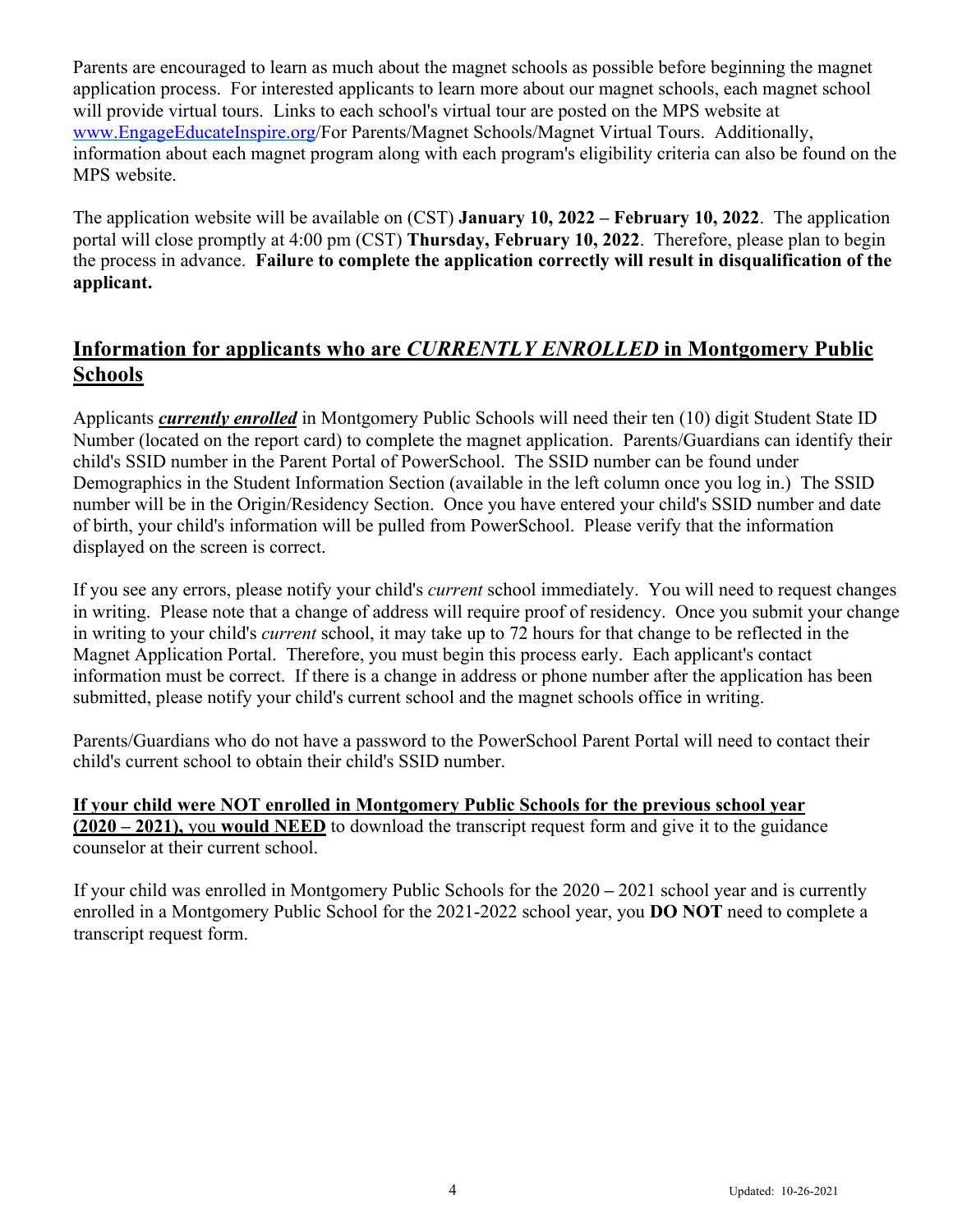Parents are encouraged to learn as much about the magnet schools as possible before beginning the magnet application process. For interested applicants to learn more about our magnet schools, each magnet school will provide virtual tours. Links to each school's virtual tour are posted on the MPS website at www.EngageEducateInspire.org/For Parents/Magnet Schools/Magnet Virtual Tours. Additionally, information about each magnet program along with each program's eligibility criteria can also be found on the MPS website.

The application website will be available on (CST) **January 10, 2022 – February 10, 2022**. The application portal will close promptly at 4:00 pm (CST) **Thursday, February 10, 2022**. Therefore, please plan to begin the process in advance. **Failure to complete the application correctly will result in disqualification of the applicant.**

## Information for applicants who are *CURRENTLY ENROLLED* in Montgomery Public Schools

Applicants ***currently enrolled*** in Montgomery Public Schools will need their ten (10) digit Student State ID Number (located on the report card) to complete the magnet application. Parents/Guardians can identify their child's SSID number in the Parent Portal of PowerSchool. The SSID number can be found under Demographics in the Student Information Section (available in the left column once you log in.) The SSID number will be in the Origin/Residency Section. Once you have entered your child's SSID number and date of birth, your child's information will be pulled from PowerSchool. Please verify that the information displayed on the screen is correct.

If you see any errors, please notify your child's *current* school immediately. You will need to request changes in writing. Please note that a change of address will require proof of residency. Once you submit your change in writing to your child's *current* school, it may take up to 72 hours for that change to be reflected in the Magnet Application Portal. Therefore, you must begin this process early. Each applicant's contact information must be correct. If there is a change in address or phone number after the application has been submitted, please notify your child's current school and the magnet schools office in writing.

Parents/Guardians who do not have a password to the PowerSchool Parent Portal will need to contact their child's current school to obtain their child's SSID number.

**If your child were NOT enrolled in Montgomery Public Schools for the previous school year (2020 – 2021),** you **would NEED** to download the transcript request form and give it to the guidance counselor at their current school.

If your child was enrolled in Montgomery Public Schools for the 2020 – 2021 school year and is currently enrolled in a Montgomery Public School for the 2021-2022 school year, you **DO NOT** need to complete a transcript request form.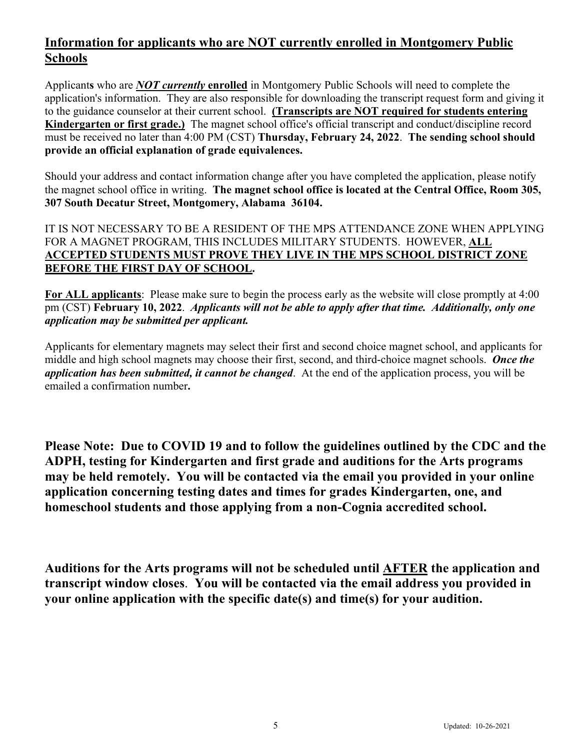## <u>Information for applicants who are NOT currently enrolled in Montgomery Public Schools</u>

Applicant**s** who are ***<u>NOT currently</u>*** **<u>enrolled</u>** in Montgomery Public Schools will need to complete the application's information. They are also responsible for downloading the transcript request form and giving it to the guidance counselor at their current school. **<u>(Transcripts are NOT required for students entering Kindergarten or first grade.)</u>** The magnet school office's official transcript and conduct/discipline record must be received no later than 4:00 PM (CST) **Thursday, February 24, 2022**. **The sending school should provide an official explanation of grade equivalences.**

Should your address and contact information change after you have completed the application, please notify the magnet school office in writing. **The magnet school office is located at the Central Office, Room 305, 307 South Decatur Street, Montgomery, Alabama 36104.**

IT IS NOT NECESSARY TO BE A RESIDENT OF THE MPS ATTENDANCE ZONE WHEN APPLYING FOR A MAGNET PROGRAM, THIS INCLUDES MILITARY STUDENTS. HOWEVER, **<u>ALL ACCEPTED STUDENTS MUST PROVE THEY LIVE IN THE MPS SCHOOL DISTRICT ZONE BEFORE THE FIRST DAY OF SCHOOL</u>.**

**<u>For ALL applicants</u>**: Please make sure to begin the process early as the website will close promptly at 4:00 pm (CST) **February 10, 2022**. ***Applicants will not be able to apply after that time. Additionally, only one application may be submitted per applicant.***

Applicants for elementary magnets may select their first and second choice magnet school, and applicants for middle and high school magnets may choose their first, second, and third-choice magnet schools. ***Once the application has been submitted, it cannot be changed***. At the end of the application process, you will be emailed a confirmation number**.**

**Please Note: Due to COVID 19 and to follow the guidelines outlined by the CDC and the ADPH, testing for Kindergarten and first grade and auditions for the Arts programs may be held remotely. You will be contacted via the email you provided in your online application concerning testing dates and times for grades Kindergarten, one, and homeschool students and those applying from a non-Cognia accredited school.**

**Auditions for the Arts programs will not be scheduled until <u>AFTER</u> the application and transcript window closes**. **You will be contacted via the email address you provided in your online application with the specific date(s) and time(s) for your audition.**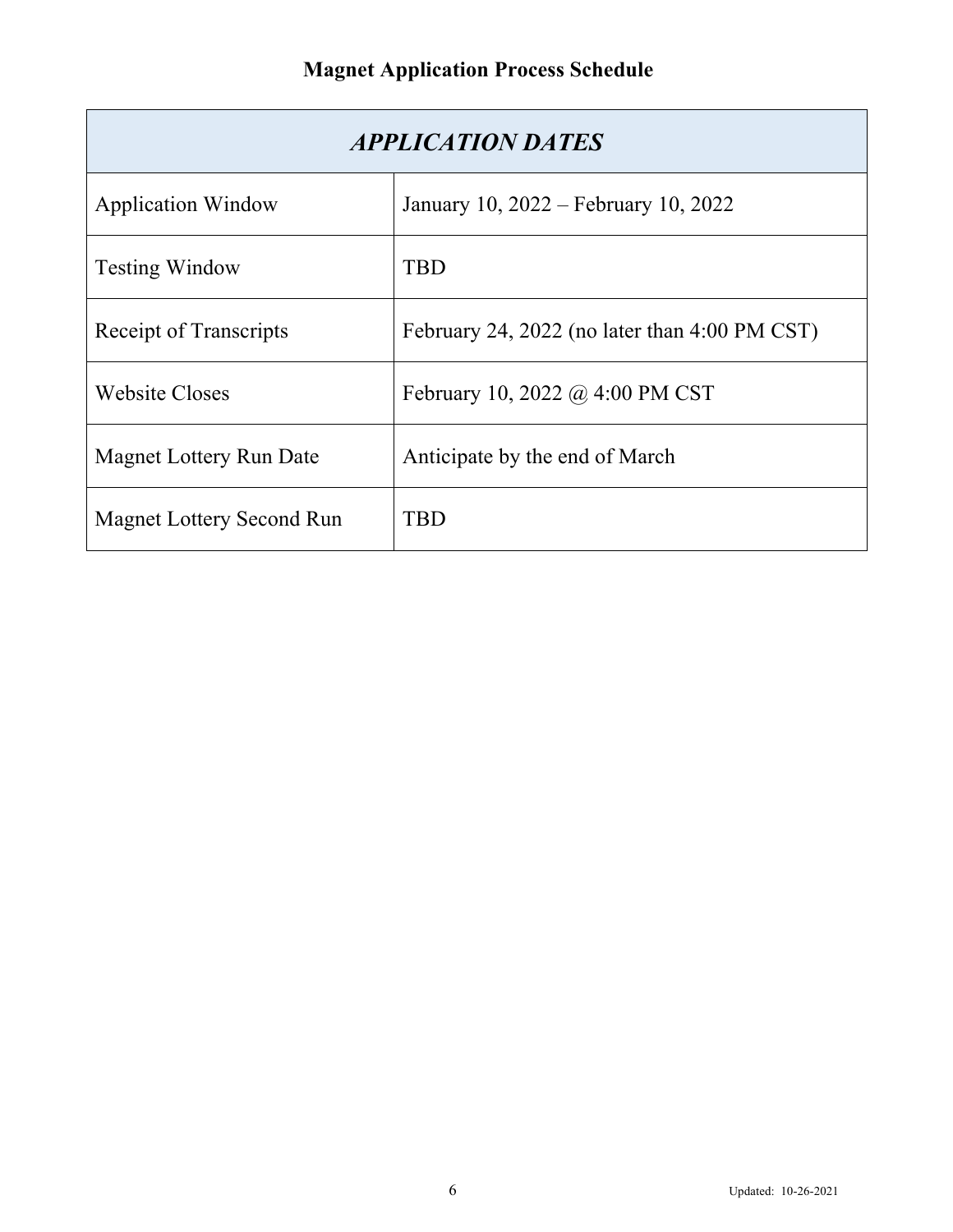## Magnet Application Process Schedule

| *APPLICATION DATES* | |
|---|---|
| Application Window | January 10, 2022 – February 10, 2022 |
| Testing Window | TBD |
| Receipt of Transcripts | February 24, 2022 (no later than 4:00 PM CST) |
| Website Closes | February 10, 2022 @ 4:00 PM CST |
| Magnet Lottery Run Date | Anticipate by the end of March |
| Magnet Lottery Second Run | TBD |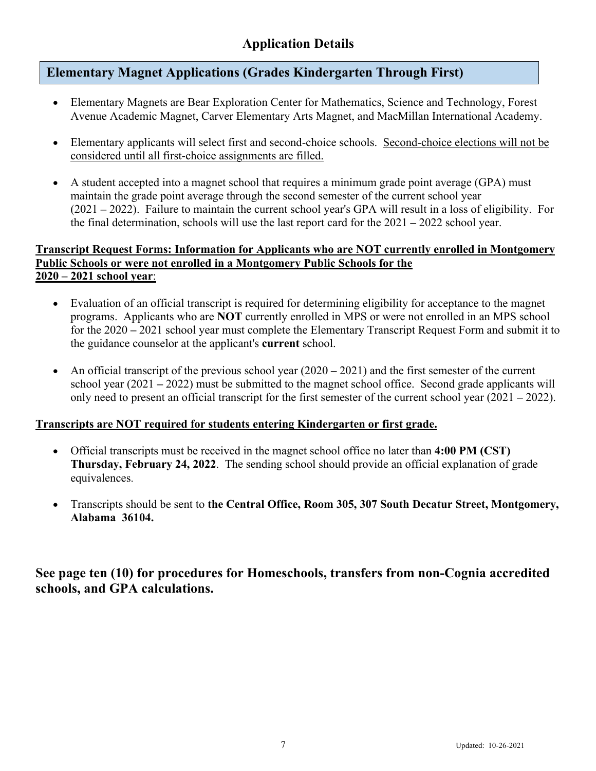# Application Details

## Elementary Magnet Applications (Grades Kindergarten Through First)

- Elementary Magnets are Bear Exploration Center for Mathematics, Science and Technology, Forest Avenue Academic Magnet, Carver Elementary Arts Magnet, and MacMillan International Academy.
- Elementary applicants will select first and second-choice schools. <u>Second-choice elections will not be considered until all first-choice assignments are filled.</u>
- A student accepted into a magnet school that requires a minimum grade point average (GPA) must maintain the grade point average through the second semester of the current school year (2021 – 2022). Failure to maintain the current school year's GPA will result in a loss of eligibility. For the final determination, schools will use the last report card for the 2021 – 2022 school year.

**<u>Transcript Request Forms: Information for Applicants who are NOT currently enrolled in Montgomery Public Schools or were not enrolled in a Montgomery Public Schools for the 2020 – 2021 school year</u>**:

- Evaluation of an official transcript is required for determining eligibility for acceptance to the magnet programs. Applicants who are **NOT** currently enrolled in MPS or were not enrolled in an MPS school for the 2020 – 2021 school year must complete the Elementary Transcript Request Form and submit it to the guidance counselor at the applicant's **current** school.
- An official transcript of the previous school year (2020 – 2021) and the first semester of the current school year (2021 – 2022) must be submitted to the magnet school office. Second grade applicants will only need to present an official transcript for the first semester of the current school year (2021 – 2022).

**<u>Transcripts are NOT required for students entering Kindergarten or first grade.</u>**

- Official transcripts must be received in the magnet school office no later than **4:00 PM (CST) Thursday, February 24, 2022**. The sending school should provide an official explanation of grade equivalences.
- Transcripts should be sent to **the Central Office, Room 305, 307 South Decatur Street, Montgomery, Alabama 36104.**

**See page ten (10) for procedures for Homeschools, transfers from non-Cognia accredited schools, and GPA calculations.**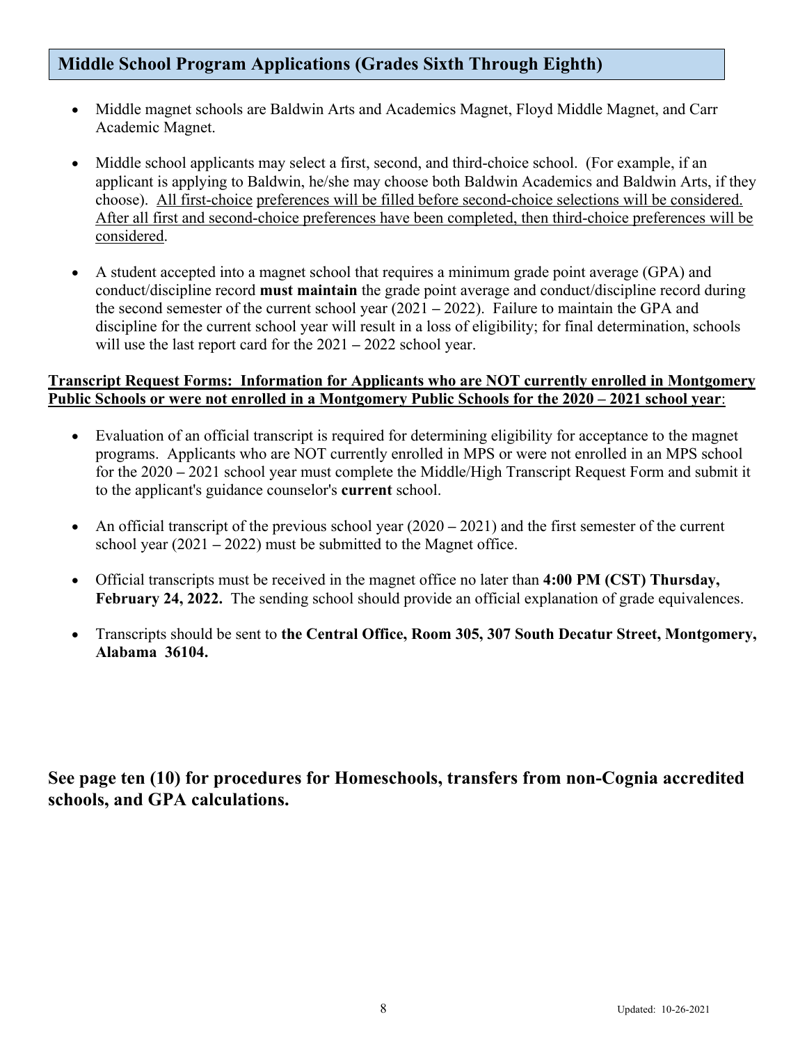## Middle School Program Applications (Grades Sixth Through Eighth)

- Middle magnet schools are Baldwin Arts and Academics Magnet, Floyd Middle Magnet, and Carr Academic Magnet.
- Middle school applicants may select a first, second, and third-choice school. (For example, if an applicant is applying to Baldwin, he/she may choose both Baldwin Academics and Baldwin Arts, if they choose). All first-choice preferences will be filled before second-choice selections will be considered. After all first and second-choice preferences have been completed, then third-choice preferences will be considered.
- A student accepted into a magnet school that requires a minimum grade point average (GPA) and conduct/discipline record **must maintain** the grade point average and conduct/discipline record during the second semester of the current school year (2021 – 2022). Failure to maintain the GPA and discipline for the current school year will result in a loss of eligibility; for final determination, schools will use the last report card for the 2021 – 2022 school year.

**Transcript Request Forms: Information for Applicants who are NOT currently enrolled in Montgomery Public Schools or were not enrolled in a Montgomery Public Schools for the 2020 – 2021 school year**:

- Evaluation of an official transcript is required for determining eligibility for acceptance to the magnet programs. Applicants who are NOT currently enrolled in MPS or were not enrolled in an MPS school for the 2020 – 2021 school year must complete the Middle/High Transcript Request Form and submit it to the applicant's guidance counselor's **current** school.
- An official transcript of the previous school year (2020 – 2021) and the first semester of the current school year (2021 – 2022) must be submitted to the Magnet office.
- Official transcripts must be received in the magnet office no later than **4:00 PM (CST) Thursday, February 24, 2022.** The sending school should provide an official explanation of grade equivalences.
- Transcripts should be sent to **the Central Office, Room 305, 307 South Decatur Street, Montgomery, Alabama 36104.**

**See page ten (10) for procedures for Homeschools, transfers from non-Cognia accredited schools, and GPA calculations.**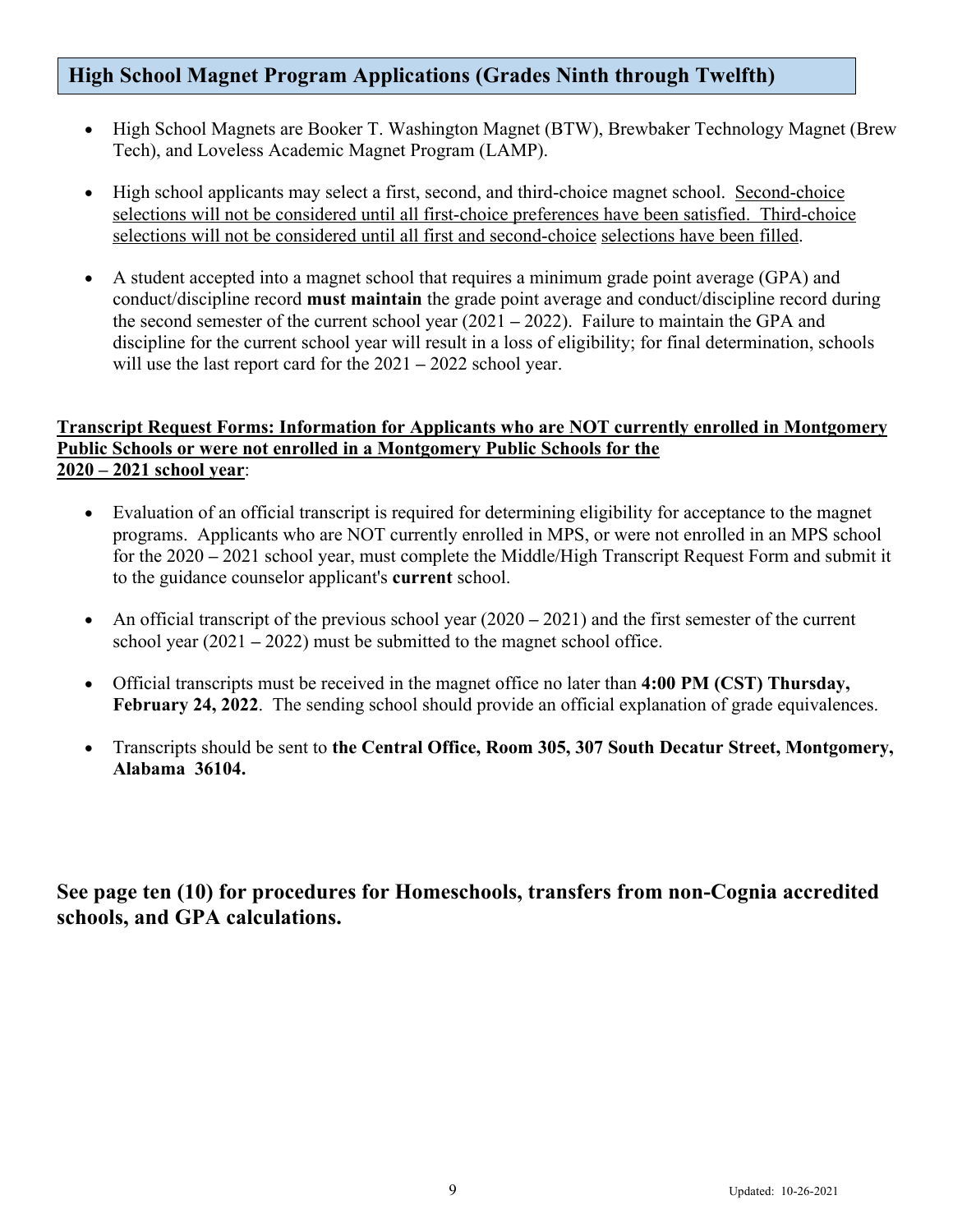## High School Magnet Program Applications (Grades Ninth through Twelfth)

- High School Magnets are Booker T. Washington Magnet (BTW), Brewbaker Technology Magnet (Brew Tech), and Loveless Academic Magnet Program (LAMP).
- High school applicants may select a first, second, and third-choice magnet school. <u>Second-choice selections will not be considered until all first-choice preferences have been satisfied. Third-choice selections will not be considered until all first and second-choice selections have been filled</u>.
- A student accepted into a magnet school that requires a minimum grade point average (GPA) and conduct/discipline record **must maintain** the grade point average and conduct/discipline record during the second semester of the current school year (2021 – 2022). Failure to maintain the GPA and discipline for the current school year will result in a loss of eligibility; for final determination, schools will use the last report card for the 2021 – 2022 school year.

**<u>Transcript Request Forms: Information for Applicants who are NOT currently enrolled in Montgomery Public Schools or were not enrolled in a Montgomery Public Schools for the 2020 – 2021 school year</u>**:

- Evaluation of an official transcript is required for determining eligibility for acceptance to the magnet programs. Applicants who are NOT currently enrolled in MPS, or were not enrolled in an MPS school for the 2020 – 2021 school year, must complete the Middle/High Transcript Request Form and submit it to the guidance counselor applicant's **current** school.
- An official transcript of the previous school year (2020 – 2021) and the first semester of the current school year (2021 – 2022) must be submitted to the magnet school office.
- Official transcripts must be received in the magnet office no later than **4:00 PM (CST) Thursday, February 24, 2022**. The sending school should provide an official explanation of grade equivalences.
- Transcripts should be sent to **the Central Office, Room 305, 307 South Decatur Street, Montgomery, Alabama 36104.**

**See page ten (10) for procedures for Homeschools, transfers from non-Cognia accredited schools, and GPA calculations.**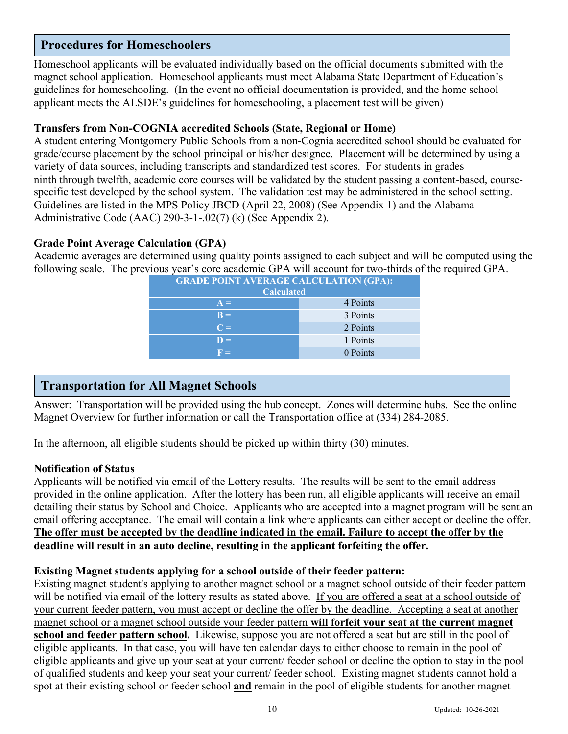## Procedures for Homeschoolers

Homeschool applicants will be evaluated individually based on the official documents submitted with the magnet school application. Homeschool applicants must meet Alabama State Department of Education's guidelines for homeschooling. (In the event no official documentation is provided, and the home school applicant meets the ALSDE's guidelines for homeschooling, a placement test will be given)

### Transfers from Non-COGNIA accredited Schools (State, Regional or Home)

A student entering Montgomery Public Schools from a non-Cognia accredited school should be evaluated for grade/course placement by the school principal or his/her designee. Placement will be determined by using a variety of data sources, including transcripts and standardized test scores. For students in grades ninth through twelfth, academic core courses will be validated by the student passing a content-based, course-specific test developed by the school system. The validation test may be administered in the school setting. Guidelines are listed in the MPS Policy JBCD (April 22, 2008) (See Appendix 1) and the Alabama Administrative Code (AAC) 290-3-1-.02(7) (k) (See Appendix 2).

### Grade Point Average Calculation (GPA)

Academic averages are determined using quality points assigned to each subject and will be computed using the following scale. The previous year's core academic GPA will account for two-thirds of the required GPA.

| GRADE POINT AVERAGE CALCULATION (GPA): Calculated | |
|---|---|
| A = | 4 Points |
| B = | 3 Points |
| C = | 2 Points |
| D = | 1 Points |
| F = | 0 Points |

## Transportation for All Magnet Schools

Answer: Transportation will be provided using the hub concept. Zones will determine hubs. See the online Magnet Overview for further information or call the Transportation office at (334) 284-2085.

In the afternoon, all eligible students should be picked up within thirty (30) minutes.

### Notification of Status

Applicants will be notified via email of the Lottery results. The results will be sent to the email address provided in the online application. After the lottery has been run, all eligible applicants will receive an email detailing their status by School and Choice. Applicants who are accepted into a magnet program will be sent an email offering acceptance. The email will contain a link where applicants can either accept or decline the offer. **The offer must be accepted by the deadline indicated in the email. Failure to accept the offer by the deadline will result in an auto decline, resulting in the applicant forfeiting the offer.**

### Existing Magnet students applying for a school outside of their feeder pattern:

Existing magnet student's applying to another magnet school or a magnet school outside of their feeder pattern will be notified via email of the lottery results as stated above. If you are offered a seat at a school outside of your current feeder pattern, you must accept or decline the offer by the deadline. Accepting a seat at another magnet school or a magnet school outside your feeder pattern **will forfeit your seat at the current magnet school and feeder pattern school.** Likewise, suppose you are not offered a seat but are still in the pool of eligible applicants. In that case, you will have ten calendar days to either choose to remain in the pool of eligible applicants and give up your seat at your current/ feeder school or decline the option to stay in the pool of qualified students and keep your seat your current/ feeder school. Existing magnet students cannot hold a spot at their existing school or feeder school **and** remain in the pool of eligible students for another magnet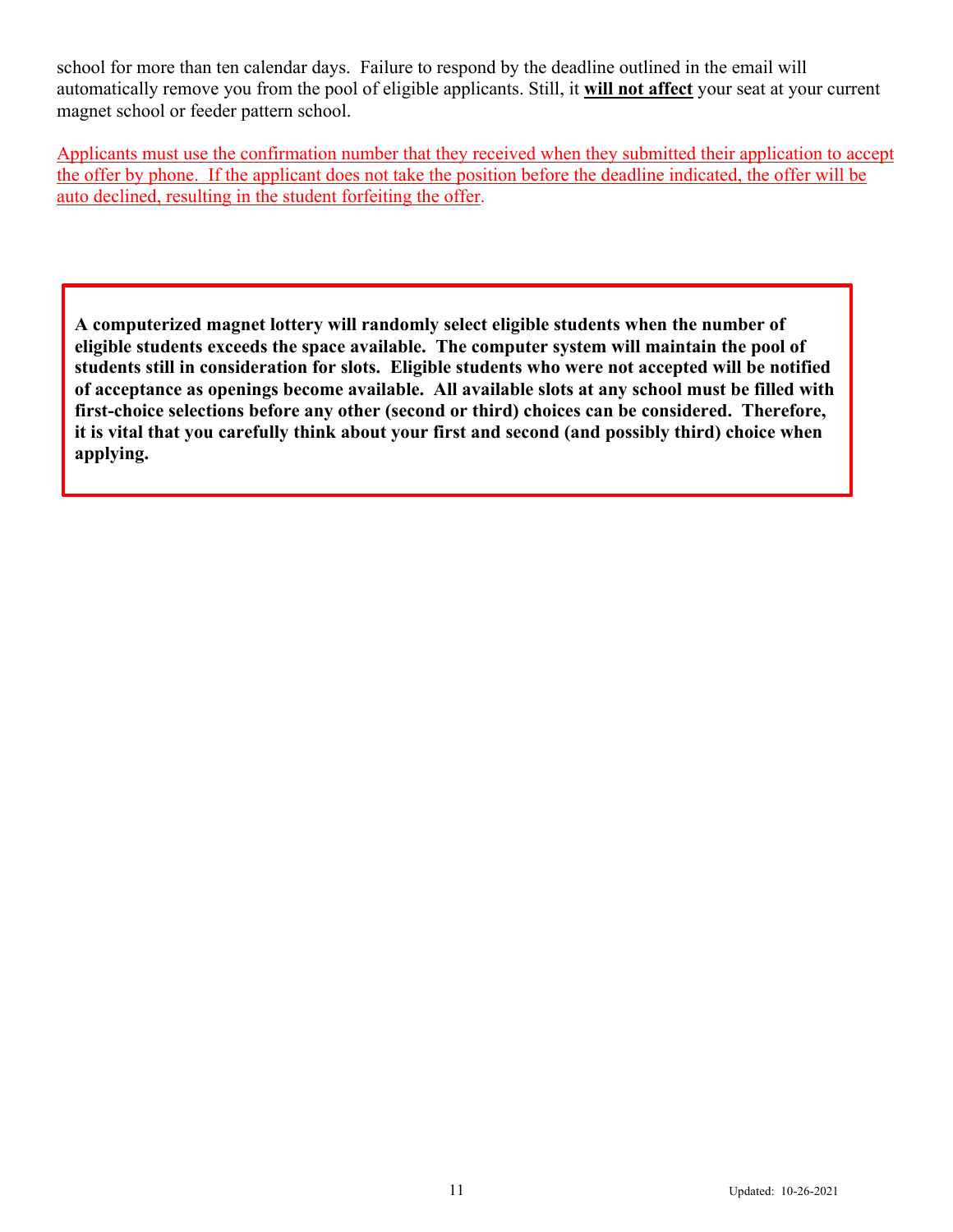school for more than ten calendar days. Failure to respond by the deadline outlined in the email will automatically remove you from the pool of eligible applicants. Still, it **will not affect** your seat at your current magnet school or feeder pattern school.

Applicants must use the confirmation number that they received when they submitted their application to accept the offer by phone. If the applicant does not take the position before the deadline indicated, the offer will be auto declined, resulting in the student forfeiting the offer.

**A computerized magnet lottery will randomly select eligible students when the number of eligible students exceeds the space available. The computer system will maintain the pool of students still in consideration for slots. Eligible students who were not accepted will be notified of acceptance as openings become available. All available slots at any school must be filled with first-choice selections before any other (second or third) choices can be considered. Therefore, it is vital that you carefully think about your first and second (and possibly third) choice when applying.**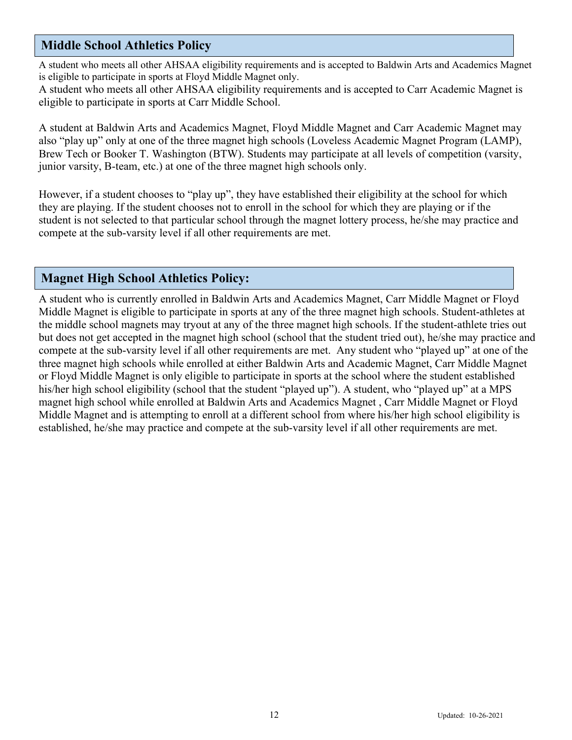## Middle School Athletics Policy

A student who meets all other AHSAA eligibility requirements and is accepted to Baldwin Arts and Academics Magnet is eligible to participate in sports at Floyd Middle Magnet only.
A student who meets all other AHSAA eligibility requirements and is accepted to Carr Academic Magnet is eligible to participate in sports at Carr Middle School.

A student at Baldwin Arts and Academics Magnet, Floyd Middle Magnet and Carr Academic Magnet may also "play up" only at one of the three magnet high schools (Loveless Academic Magnet Program (LAMP), Brew Tech or Booker T. Washington (BTW). Students may participate at all levels of competition (varsity, junior varsity, B-team, etc.) at one of the three magnet high schools only.

However, if a student chooses to "play up", they have established their eligibility at the school for which they are playing. If the student chooses not to enroll in the school for which they are playing or if the student is not selected to that particular school through the magnet lottery process, he/she may practice and compete at the sub-varsity level if all other requirements are met.

## Magnet High School Athletics Policy:

A student who is currently enrolled in Baldwin Arts and Academics Magnet, Carr Middle Magnet or Floyd Middle Magnet is eligible to participate in sports at any of the three magnet high schools. Student-athletes at the middle school magnets may tryout at any of the three magnet high schools. If the student-athlete tries out but does not get accepted in the magnet high school (school that the student tried out), he/she may practice and compete at the sub-varsity level if all other requirements are met. Any student who "played up" at one of the three magnet high schools while enrolled at either Baldwin Arts and Academic Magnet, Carr Middle Magnet or Floyd Middle Magnet is only eligible to participate in sports at the school where the student established his/her high school eligibility (school that the student "played up"). A student, who "played up" at a MPS magnet high school while enrolled at Baldwin Arts and Academics Magnet , Carr Middle Magnet or Floyd Middle Magnet and is attempting to enroll at a different school from where his/her high school eligibility is established, he/she may practice and compete at the sub-varsity level if all other requirements are met.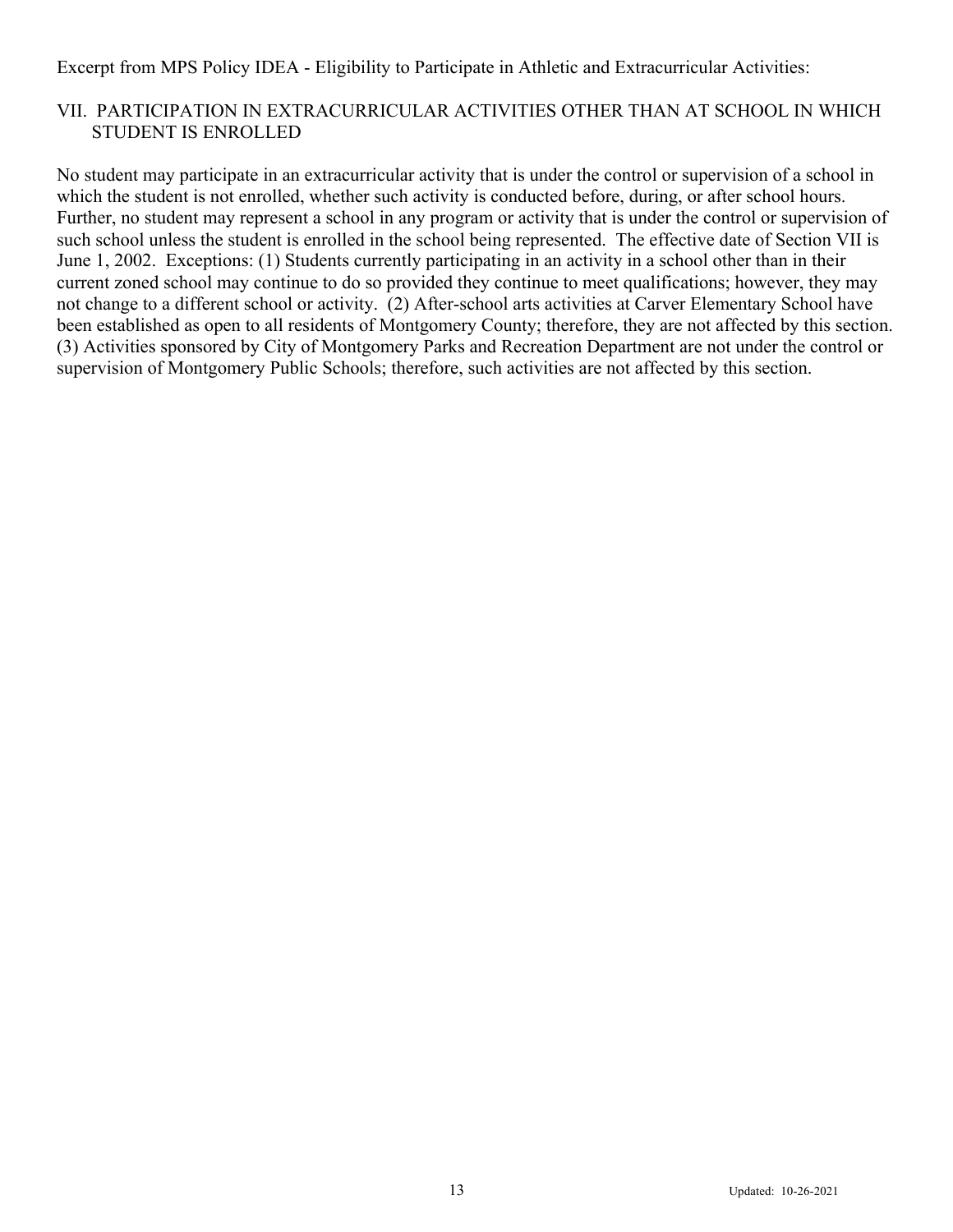Excerpt from MPS Policy IDEA - Eligibility to Participate in Athletic and Extracurricular Activities:

## VII. PARTICIPATION IN EXTRACURRICULAR ACTIVITIES OTHER THAN AT SCHOOL IN WHICH STUDENT IS ENROLLED

No student may participate in an extracurricular activity that is under the control or supervision of a school in which the student is not enrolled, whether such activity is conducted before, during, or after school hours. Further, no student may represent a school in any program or activity that is under the control or supervision of such school unless the student is enrolled in the school being represented. The effective date of Section VII is June 1, 2002. Exceptions: (1) Students currently participating in an activity in a school other than in their current zoned school may continue to do so provided they continue to meet qualifications; however, they may not change to a different school or activity. (2) After-school arts activities at Carver Elementary School have been established as open to all residents of Montgomery County; therefore, they are not affected by this section. (3) Activities sponsored by City of Montgomery Parks and Recreation Department are not under the control or supervision of Montgomery Public Schools; therefore, such activities are not affected by this section.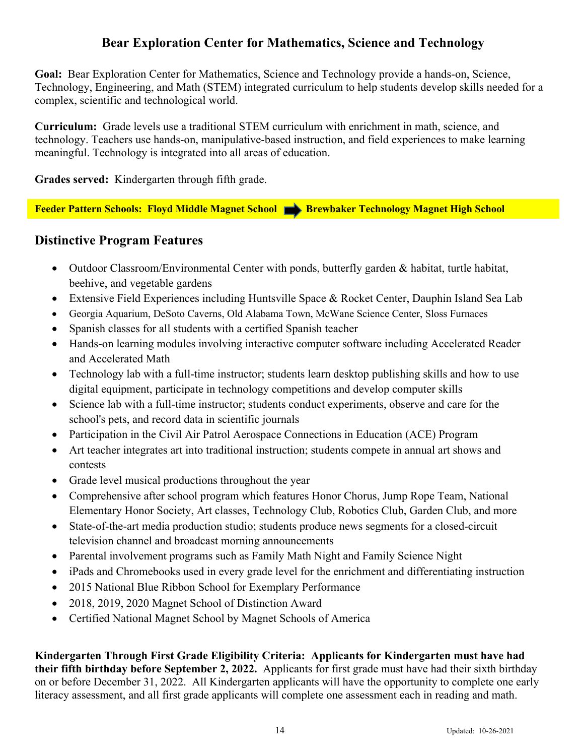# Bear Exploration Center for Mathematics, Science and Technology

**Goal:** Bear Exploration Center for Mathematics, Science and Technology provide a hands-on, Science, Technology, Engineering, and Math (STEM) integrated curriculum to help students develop skills needed for a complex, scientific and technological world.

**Curriculum:** Grade levels use a traditional STEM curriculum with enrichment in math, science, and technology. Teachers use hands-on, manipulative-based instruction, and field experiences to make learning meaningful. Technology is integrated into all areas of education.

**Grades served:** Kindergarten through fifth grade.

**Feeder Pattern Schools: Floyd Middle Magnet School → Brewbaker Technology Magnet High School**

## Distinctive Program Features

- Outdoor Classroom/Environmental Center with ponds, butterfly garden & habitat, turtle habitat, beehive, and vegetable gardens
- Extensive Field Experiences including Huntsville Space & Rocket Center, Dauphin Island Sea Lab
- Georgia Aquarium, DeSoto Caverns, Old Alabama Town, McWane Science Center, Sloss Furnaces
- Spanish classes for all students with a certified Spanish teacher
- Hands-on learning modules involving interactive computer software including Accelerated Reader and Accelerated Math
- Technology lab with a full-time instructor; students learn desktop publishing skills and how to use digital equipment, participate in technology competitions and develop computer skills
- Science lab with a full-time instructor; students conduct experiments, observe and care for the school's pets, and record data in scientific journals
- Participation in the Civil Air Patrol Aerospace Connections in Education (ACE) Program
- Art teacher integrates art into traditional instruction; students compete in annual art shows and contests
- Grade level musical productions throughout the year
- Comprehensive after school program which features Honor Chorus, Jump Rope Team, National Elementary Honor Society, Art classes, Technology Club, Robotics Club, Garden Club, and more
- State-of-the-art media production studio; students produce news segments for a closed-circuit television channel and broadcast morning announcements
- Parental involvement programs such as Family Math Night and Family Science Night
- iPads and Chromebooks used in every grade level for the enrichment and differentiating instruction
- 2015 National Blue Ribbon School for Exemplary Performance
- 2018, 2019, 2020 Magnet School of Distinction Award
- Certified National Magnet School by Magnet Schools of America

**Kindergarten Through First Grade Eligibility Criteria: Applicants for Kindergarten must have had their fifth birthday before September 2, 2022.** Applicants for first grade must have had their sixth birthday on or before December 31, 2022. All Kindergarten applicants will have the opportunity to complete one early literacy assessment, and all first grade applicants will complete one assessment each in reading and math.

Updated: 10-26-2021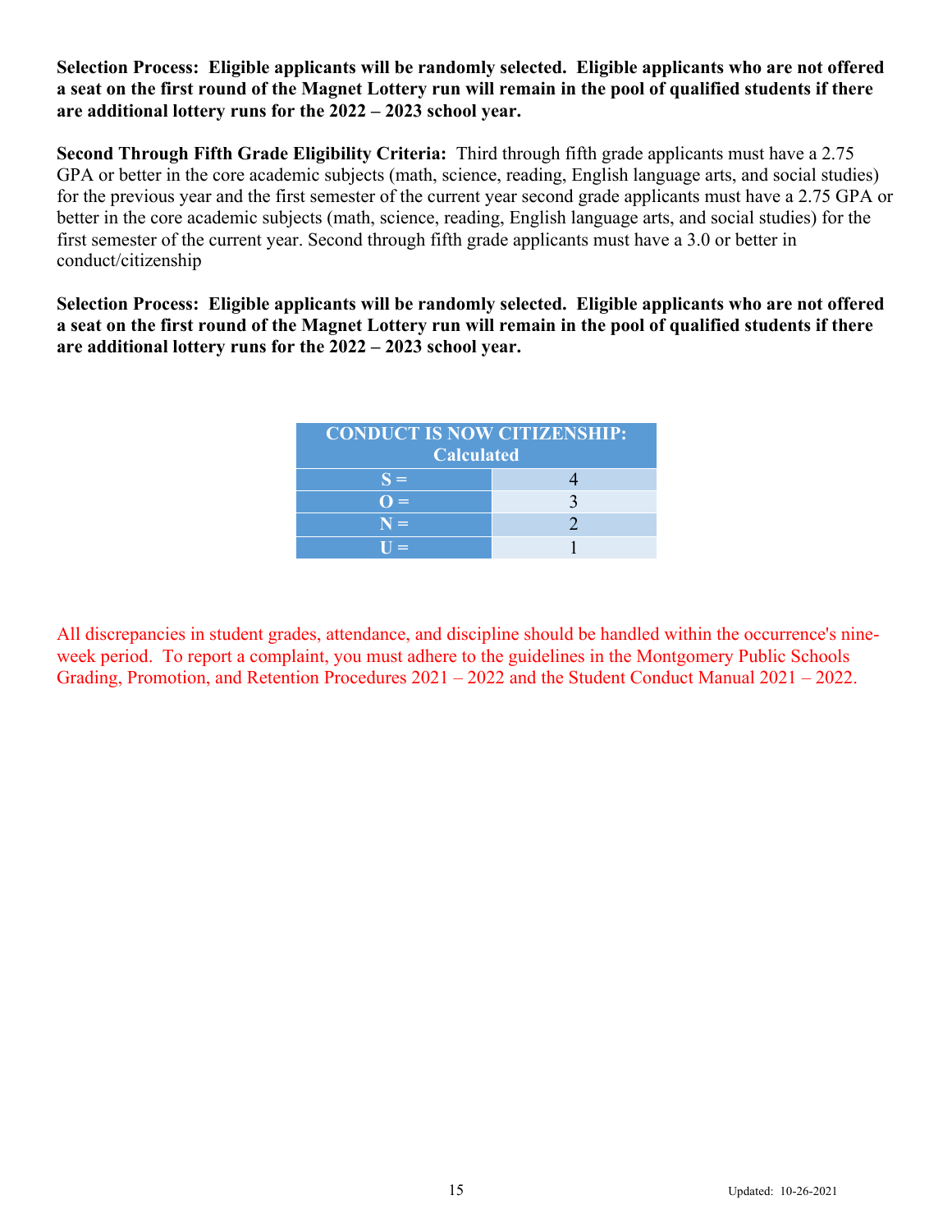**Selection Process: Eligible applicants will be randomly selected. Eligible applicants who are not offered a seat on the first round of the Magnet Lottery run will remain in the pool of qualified students if there are additional lottery runs for the 2022 – 2023 school year.**

**Second Through Fifth Grade Eligibility Criteria:** Third through fifth grade applicants must have a 2.75 GPA or better in the core academic subjects (math, science, reading, English language arts, and social studies) for the previous year and the first semester of the current year second grade applicants must have a 2.75 GPA or better in the core academic subjects (math, science, reading, English language arts, and social studies) for the first semester of the current year. Second through fifth grade applicants must have a 3.0 or better in conduct/citizenship

**Selection Process: Eligible applicants will be randomly selected. Eligible applicants who are not offered a seat on the first round of the Magnet Lottery run will remain in the pool of qualified students if there are additional lottery runs for the 2022 – 2023 school year.**

| CONDUCT IS NOW CITIZENSHIP: Calculated | |
|---|---|
| S = | 4 |
| O = | 3 |
| N = | 2 |
| U = | 1 |

All discrepancies in student grades, attendance, and discipline should be handled within the occurrence's nine-week period. To report a complaint, you must adhere to the guidelines in the Montgomery Public Schools Grading, Promotion, and Retention Procedures 2021 – 2022 and the Student Conduct Manual 2021 – 2022.

Updated: 10-26-2021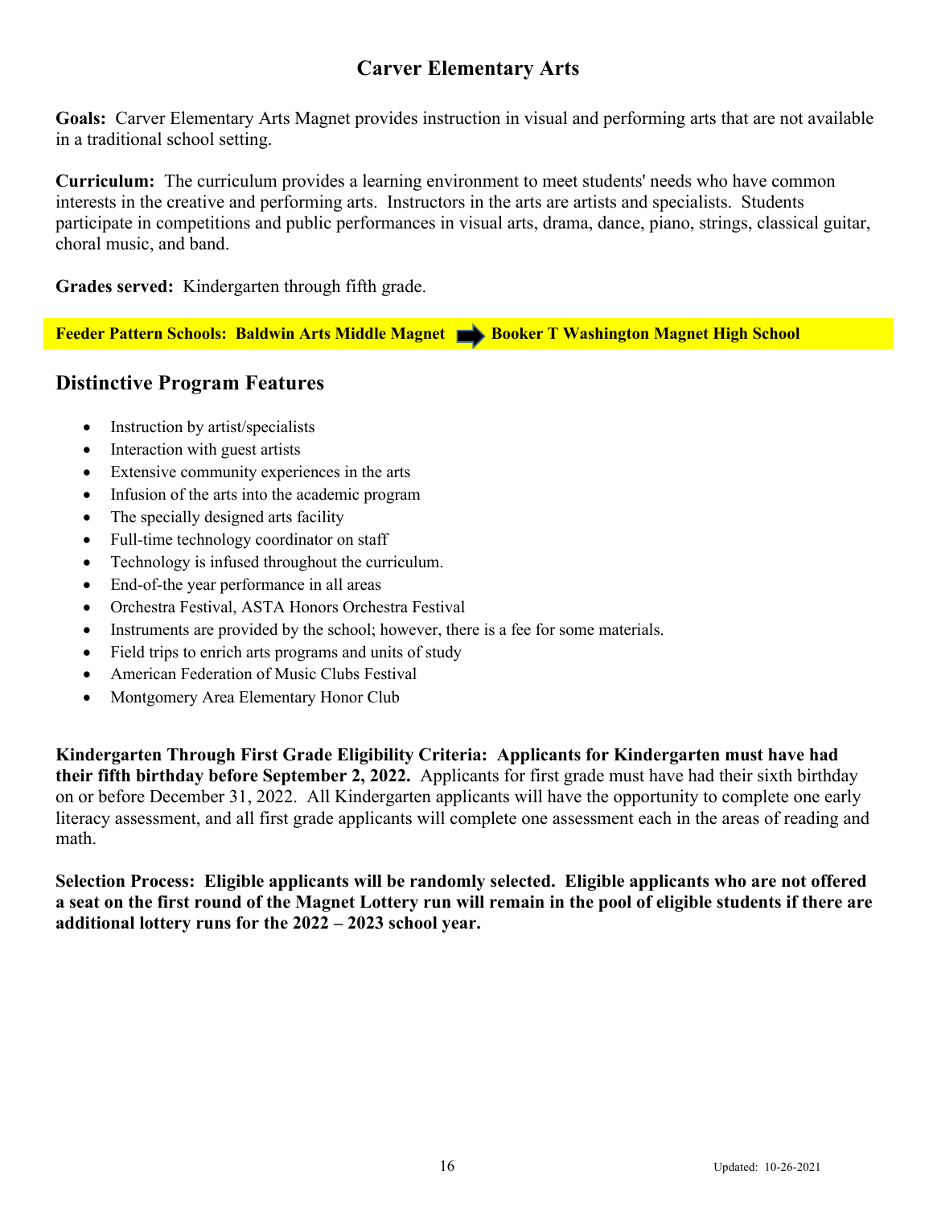# Carver Elementary Arts

**Goals:** Carver Elementary Arts Magnet provides instruction in visual and performing arts that are not available in a traditional school setting.

**Curriculum:** The curriculum provides a learning environment to meet students' needs who have common interests in the creative and performing arts. Instructors in the arts are artists and specialists. Students participate in competitions and public performances in visual arts, drama, dance, piano, strings, classical guitar, choral music, and band.

**Grades served:** Kindergarten through fifth grade.

**Feeder Pattern Schools: Baldwin Arts Middle Magnet ➡ Booker T Washington Magnet High School**

## Distinctive Program Features

- Instruction by artist/specialists
- Interaction with guest artists
- Extensive community experiences in the arts
- Infusion of the arts into the academic program
- The specially designed arts facility
- Full-time technology coordinator on staff
- Technology is infused throughout the curriculum.
- End-of-the year performance in all areas
- Orchestra Festival, ASTA Honors Orchestra Festival
- Instruments are provided by the school; however, there is a fee for some materials.
- Field trips to enrich arts programs and units of study
- American Federation of Music Clubs Festival
- Montgomery Area Elementary Honor Club

**Kindergarten Through First Grade Eligibility Criteria: Applicants for Kindergarten must have had their fifth birthday before September 2, 2022.** Applicants for first grade must have had their sixth birthday on or before December 31, 2022. All Kindergarten applicants will have the opportunity to complete one early literacy assessment, and all first grade applicants will complete one assessment each in the areas of reading and math.

**Selection Process: Eligible applicants will be randomly selected. Eligible applicants who are not offered a seat on the first round of the Magnet Lottery run will remain in the pool of eligible students if there are additional lottery runs for the 2022 – 2023 school year.**

Updated: 10-26-2021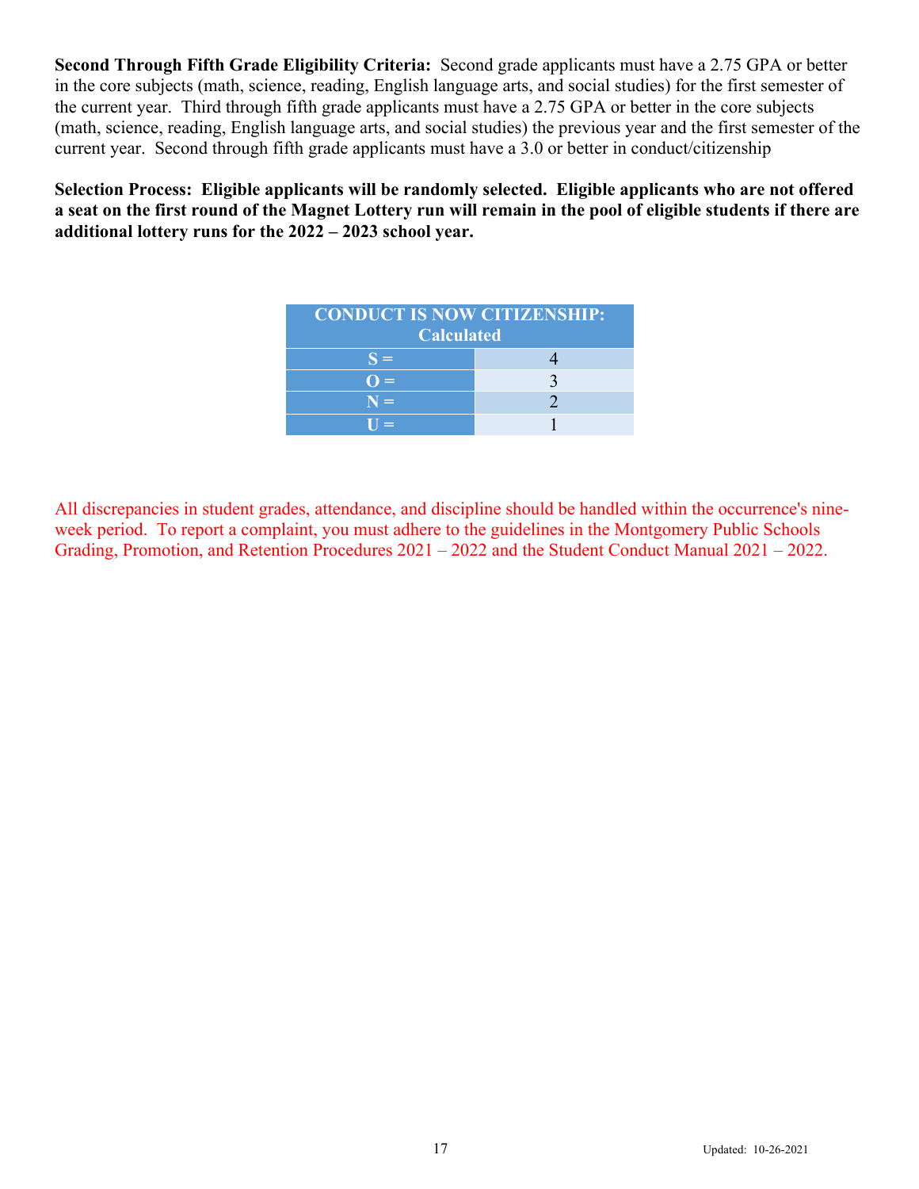**Second Through Fifth Grade Eligibility Criteria:** Second grade applicants must have a 2.75 GPA or better in the core subjects (math, science, reading, English language arts, and social studies) for the first semester of the current year. Third through fifth grade applicants must have a 2.75 GPA or better in the core subjects (math, science, reading, English language arts, and social studies) the previous year and the first semester of the current year. Second through fifth grade applicants must have a 3.0 or better in conduct/citizenship

**Selection Process: Eligible applicants will be randomly selected. Eligible applicants who are not offered a seat on the first round of the Magnet Lottery run will remain in the pool of eligible students if there are additional lottery runs for the 2022 – 2023 school year.**

| CONDUCT IS NOW CITIZENSHIP: Calculated | |
|---|---|
| S = | 4 |
| O = | 3 |
| N = | 2 |
| U = | 1 |

All discrepancies in student grades, attendance, and discipline should be handled within the occurrence's nine-week period. To report a complaint, you must adhere to the guidelines in the Montgomery Public Schools Grading, Promotion, and Retention Procedures 2021 – 2022 and the Student Conduct Manual 2021 – 2022.

Updated: 10-26-2021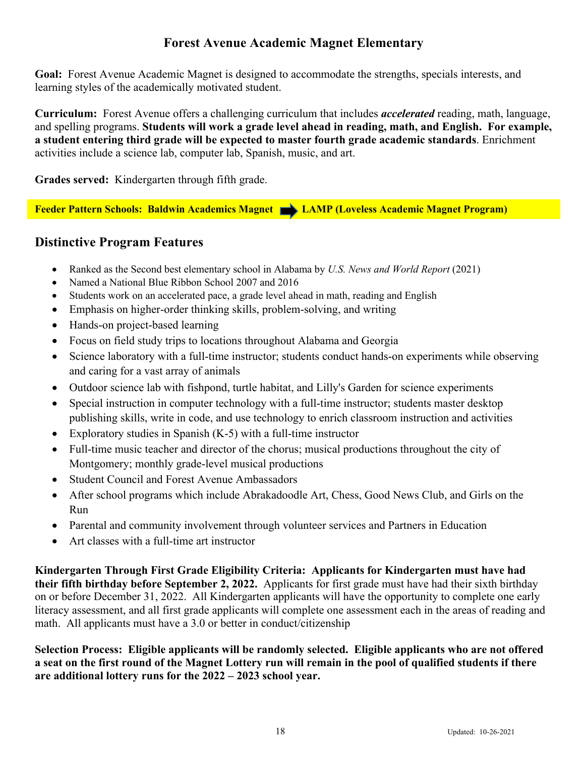# Forest Avenue Academic Magnet Elementary

**Goal:** Forest Avenue Academic Magnet is designed to accommodate the strengths, specials interests, and learning styles of the academically motivated student.

**Curriculum:** Forest Avenue offers a challenging curriculum that includes ***accelerated*** reading, math, language, and spelling programs. **Students will work a grade level ahead in reading, math, and English. For example, a student entering third grade will be expected to master fourth grade academic standards**. Enrichment activities include a science lab, computer lab, Spanish, music, and art.

**Grades served:** Kindergarten through fifth grade.

**Feeder Pattern Schools: Baldwin Academics Magnet → LAMP (Loveless Academic Magnet Program)**

## Distinctive Program Features

- Ranked as the Second best elementary school in Alabama by *U.S. News and World Report* (2021)
- Named a National Blue Ribbon School 2007 and 2016
- Students work on an accelerated pace, a grade level ahead in math, reading and English
- Emphasis on higher-order thinking skills, problem-solving, and writing
- Hands-on project-based learning
- Focus on field study trips to locations throughout Alabama and Georgia
- Science laboratory with a full-time instructor; students conduct hands-on experiments while observing and caring for a vast array of animals
- Outdoor science lab with fishpond, turtle habitat, and Lilly's Garden for science experiments
- Special instruction in computer technology with a full-time instructor; students master desktop publishing skills, write in code, and use technology to enrich classroom instruction and activities
- Exploratory studies in Spanish (K-5) with a full-time instructor
- Full-time music teacher and director of the chorus; musical productions throughout the city of Montgomery; monthly grade-level musical productions
- Student Council and Forest Avenue Ambassadors
- After school programs which include Abrakadoodle Art, Chess, Good News Club, and Girls on the Run
- Parental and community involvement through volunteer services and Partners in Education
- Art classes with a full-time art instructor

**Kindergarten Through First Grade Eligibility Criteria: Applicants for Kindergarten must have had their fifth birthday before September 2, 2022.** Applicants for first grade must have had their sixth birthday on or before December 31, 2022. All Kindergarten applicants will have the opportunity to complete one early literacy assessment, and all first grade applicants will complete one assessment each in the areas of reading and math. All applicants must have a 3.0 or better in conduct/citizenship

**Selection Process: Eligible applicants will be randomly selected. Eligible applicants who are not offered a seat on the first round of the Magnet Lottery run will remain in the pool of qualified students if there are additional lottery runs for the 2022 – 2023 school year.**

Updated: 10-26-2021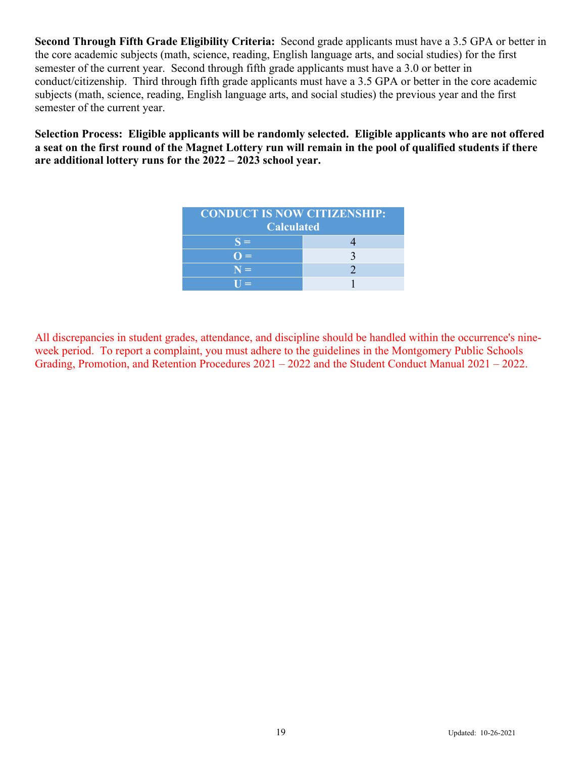**Second Through Fifth Grade Eligibility Criteria:** Second grade applicants must have a 3.5 GPA or better in the core academic subjects (math, science, reading, English language arts, and social studies) for the first semester of the current year. Second through fifth grade applicants must have a 3.0 or better in conduct/citizenship. Third through fifth grade applicants must have a 3.5 GPA or better in the core academic subjects (math, science, reading, English language arts, and social studies) the previous year and the first semester of the current year.

**Selection Process: Eligible applicants will be randomly selected. Eligible applicants who are not offered a seat on the first round of the Magnet Lottery run will remain in the pool of qualified students if there are additional lottery runs for the 2022 – 2023 school year.**

| CONDUCT IS NOW CITIZENSHIP: Calculated | |
|---|---|
| S = | 4 |
| O = | 3 |
| N = | 2 |
| U = | 1 |

All discrepancies in student grades, attendance, and discipline should be handled within the occurrence's nine-week period. To report a complaint, you must adhere to the guidelines in the Montgomery Public Schools Grading, Promotion, and Retention Procedures 2021 – 2022 and the Student Conduct Manual 2021 – 2022.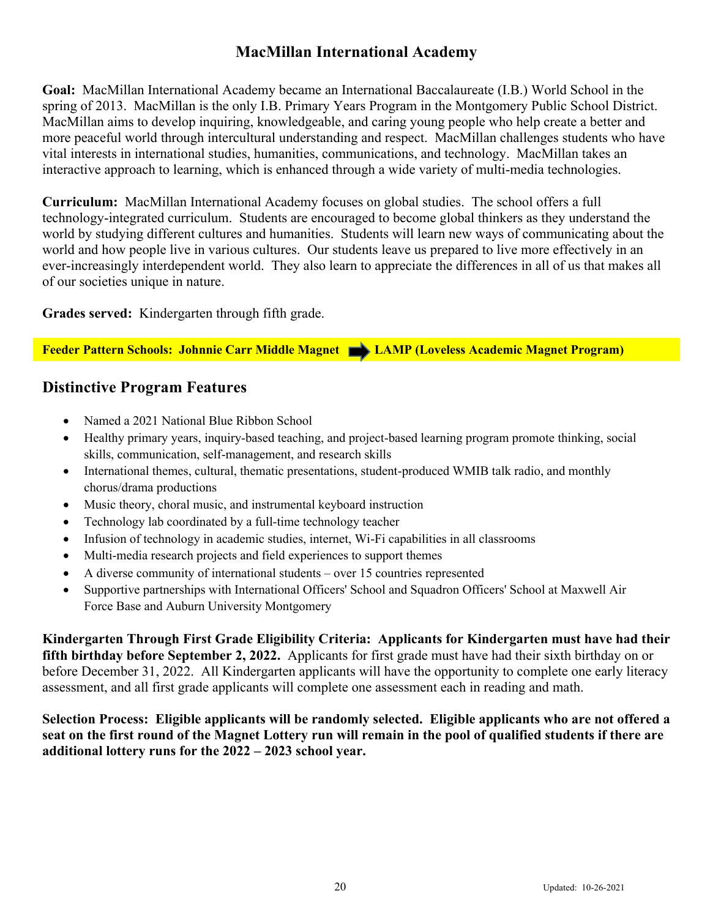# MacMillan International Academy

**Goal:** MacMillan International Academy became an International Baccalaureate (I.B.) World School in the spring of 2013. MacMillan is the only I.B. Primary Years Program in the Montgomery Public School District. MacMillan aims to develop inquiring, knowledgeable, and caring young people who help create a better and more peaceful world through intercultural understanding and respect. MacMillan challenges students who have vital interests in international studies, humanities, communications, and technology. MacMillan takes an interactive approach to learning, which is enhanced through a wide variety of multi-media technologies.

**Curriculum:** MacMillan International Academy focuses on global studies. The school offers a full technology-integrated curriculum. Students are encouraged to become global thinkers as they understand the world by studying different cultures and humanities. Students will learn new ways of communicating about the world and how people live in various cultures. Our students leave us prepared to live more effectively in an ever-increasingly interdependent world. They also learn to appreciate the differences in all of us that makes all of our societies unique in nature.

**Grades served:** Kindergarten through fifth grade.

**Feeder Pattern Schools: Johnnie Carr Middle Magnet → LAMP (Loveless Academic Magnet Program)**

## Distinctive Program Features

- Named a 2021 National Blue Ribbon School
- Healthy primary years, inquiry-based teaching, and project-based learning program promote thinking, social skills, communication, self-management, and research skills
- International themes, cultural, thematic presentations, student-produced WMIB talk radio, and monthly chorus/drama productions
- Music theory, choral music, and instrumental keyboard instruction
- Technology lab coordinated by a full-time technology teacher
- Infusion of technology in academic studies, internet, Wi-Fi capabilities in all classrooms
- Multi-media research projects and field experiences to support themes
- A diverse community of international students – over 15 countries represented
- Supportive partnerships with International Officers' School and Squadron Officers' School at Maxwell Air Force Base and Auburn University Montgomery

**Kindergarten Through First Grade Eligibility Criteria: Applicants for Kindergarten must have had their fifth birthday before September 2, 2022.** Applicants for first grade must have had their sixth birthday on or before December 31, 2022. All Kindergarten applicants will have the opportunity to complete one early literacy assessment, and all first grade applicants will complete one assessment each in reading and math.

**Selection Process: Eligible applicants will be randomly selected. Eligible applicants who are not offered a seat on the first round of the Magnet Lottery run will remain in the pool of qualified students if there are additional lottery runs for the 2022 – 2023 school year.**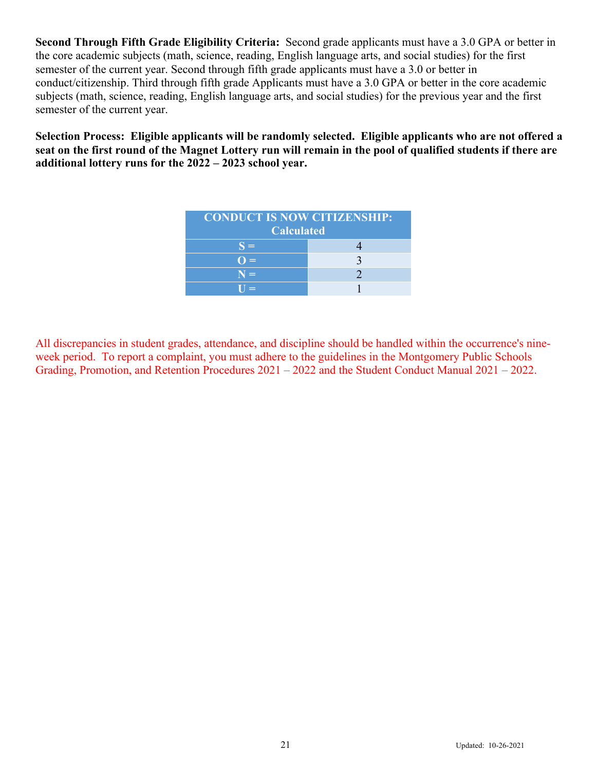**Second Through Fifth Grade Eligibility Criteria:** Second grade applicants must have a 3.0 GPA or better in the core academic subjects (math, science, reading, English language arts, and social studies) for the first semester of the current year. Second through fifth grade applicants must have a 3.0 or better in conduct/citizenship. Third through fifth grade Applicants must have a 3.0 GPA or better in the core academic subjects (math, science, reading, English language arts, and social studies) for the previous year and the first semester of the current year.

**Selection Process: Eligible applicants will be randomly selected. Eligible applicants who are not offered a seat on the first round of the Magnet Lottery run will remain in the pool of qualified students if there are additional lottery runs for the 2022 – 2023 school year.**

| CONDUCT IS NOW CITIZENSHIP: Calculated | |
|---|---|
| S = | 4 |
| O = | 3 |
| N = | 2 |
| U = | 1 |

All discrepancies in student grades, attendance, and discipline should be handled within the occurrence's nine-week period. To report a complaint, you must adhere to the guidelines in the Montgomery Public Schools Grading, Promotion, and Retention Procedures 2021 – 2022 and the Student Conduct Manual 2021 – 2022.

Updated: 10-26-2021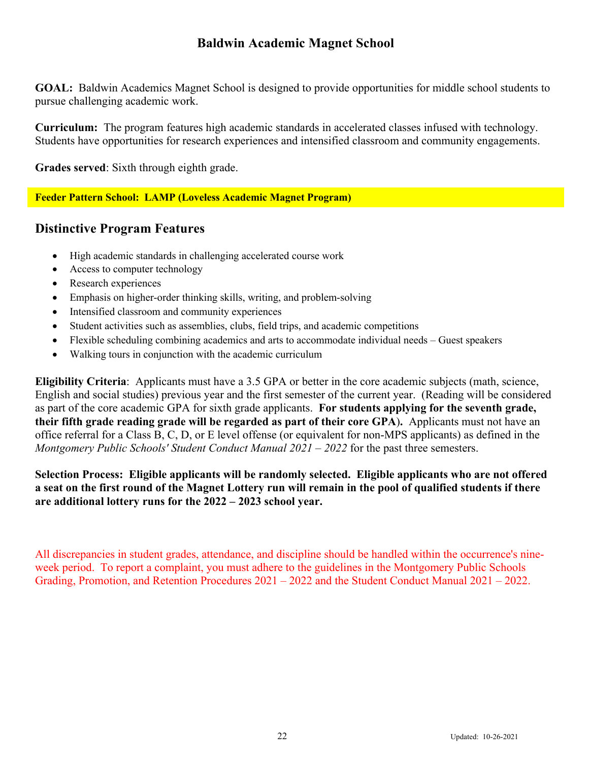# Baldwin Academic Magnet School

**GOAL:** Baldwin Academics Magnet School is designed to provide opportunities for middle school students to pursue challenging academic work.

**Curriculum:** The program features high academic standards in accelerated classes infused with technology. Students have opportunities for research experiences and intensified classroom and community engagements.

**Grades served**: Sixth through eighth grade.

**Feeder Pattern School: LAMP (Loveless Academic Magnet Program)**

## Distinctive Program Features

- High academic standards in challenging accelerated course work
- Access to computer technology
- Research experiences
- Emphasis on higher-order thinking skills, writing, and problem-solving
- Intensified classroom and community experiences
- Student activities such as assemblies, clubs, field trips, and academic competitions
- Flexible scheduling combining academics and arts to accommodate individual needs – Guest speakers
- Walking tours in conjunction with the academic curriculum

**Eligibility Criteria**: Applicants must have a 3.5 GPA or better in the core academic subjects (math, science, English and social studies) previous year and the first semester of the current year. (Reading will be considered as part of the core academic GPA for sixth grade applicants. **For students applying for the seventh grade, their fifth grade reading grade will be regarded as part of their core GPA**). Applicants must not have an office referral for a Class B, C, D, or E level offense (or equivalent for non-MPS applicants) as defined in the *Montgomery Public Schools' Student Conduct Manual 2021 – 2022* for the past three semesters.

**Selection Process: Eligible applicants will be randomly selected. Eligible applicants who are not offered a seat on the first round of the Magnet Lottery run will remain in the pool of qualified students if there are additional lottery runs for the 2022 – 2023 school year.**

All discrepancies in student grades, attendance, and discipline should be handled within the occurrence's nine-week period. To report a complaint, you must adhere to the guidelines in the Montgomery Public Schools Grading, Promotion, and Retention Procedures 2021 – 2022 and the Student Conduct Manual 2021 – 2022.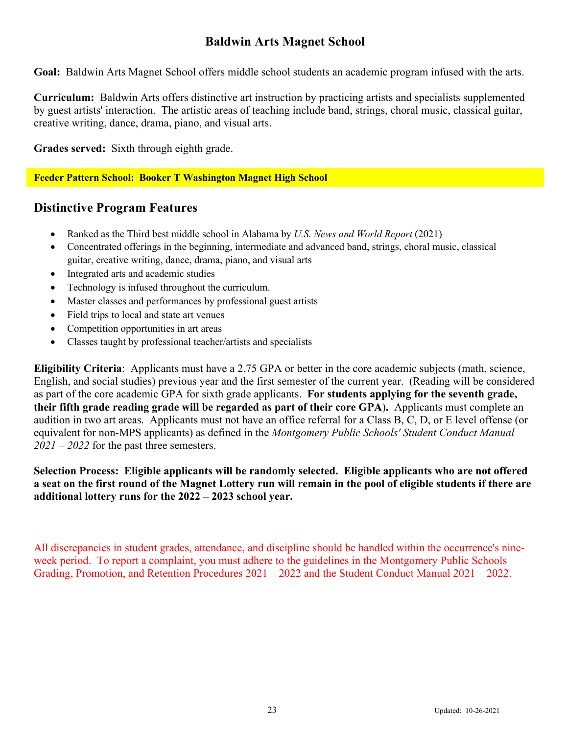# Baldwin Arts Magnet School

**Goal:** Baldwin Arts Magnet School offers middle school students an academic program infused with the arts.

**Curriculum:** Baldwin Arts offers distinctive art instruction by practicing artists and specialists supplemented by guest artists' interaction. The artistic areas of teaching include band, strings, choral music, classical guitar, creative writing, dance, drama, piano, and visual arts.

**Grades served:** Sixth through eighth grade.

**Feeder Pattern School: Booker T Washington Magnet High School**

## Distinctive Program Features

- Ranked as the Third best middle school in Alabama by *U.S. News and World Report* (2021)
- Concentrated offerings in the beginning, intermediate and advanced band, strings, choral music, classical guitar, creative writing, dance, drama, piano, and visual arts
- Integrated arts and academic studies
- Technology is infused throughout the curriculum.
- Master classes and performances by professional guest artists
- Field trips to local and state art venues
- Competition opportunities in art areas
- Classes taught by professional teacher/artists and specialists

**Eligibility Criteria**: Applicants must have a 2.75 GPA or better in the core academic subjects (math, science, English, and social studies) previous year and the first semester of the current year. (Reading will be considered as part of the core academic GPA for sixth grade applicants. **For students applying for the seventh grade, their fifth grade reading grade will be regarded as part of their core GPA**). Applicants must complete an audition in two art areas. Applicants must not have an office referral for a Class B, C, D, or E level offense (or equivalent for non-MPS applicants) as defined in the *Montgomery Public Schools' Student Conduct Manual 2021 – 2022* for the past three semesters.

**Selection Process: Eligible applicants will be randomly selected. Eligible applicants who are not offered a seat on the first round of the Magnet Lottery run will remain in the pool of eligible students if there are additional lottery runs for the 2022 – 2023 school year.**

All discrepancies in student grades, attendance, and discipline should be handled within the occurrence's nine-week period. To report a complaint, you must adhere to the guidelines in the Montgomery Public Schools Grading, Promotion, and Retention Procedures 2021 – 2022 and the Student Conduct Manual 2021 – 2022.

Updated: 10-26-2021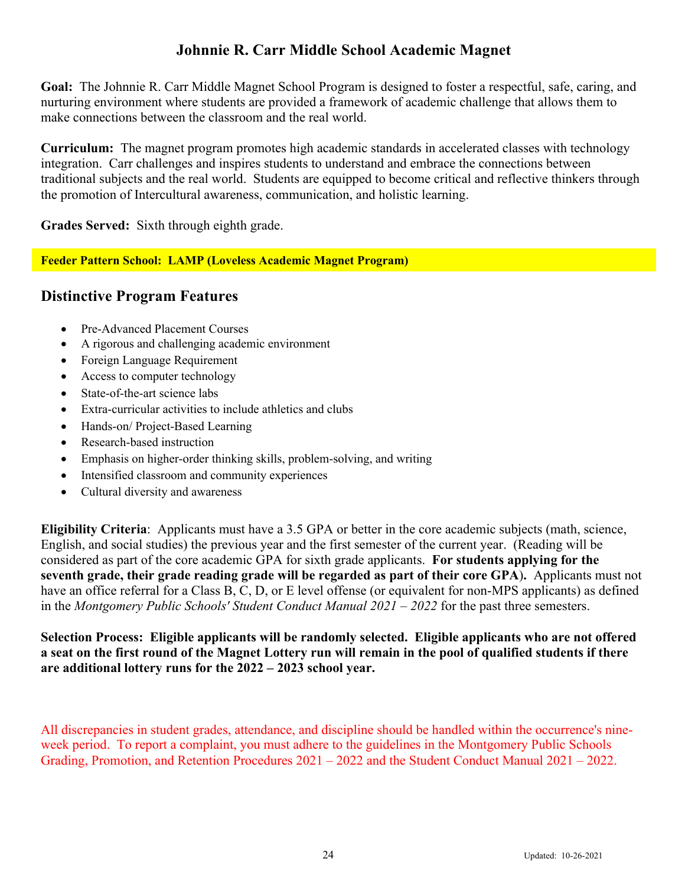# Johnnie R. Carr Middle School Academic Magnet

**Goal:** The Johnnie R. Carr Middle Magnet School Program is designed to foster a respectful, safe, caring, and nurturing environment where students are provided a framework of academic challenge that allows them to make connections between the classroom and the real world.

**Curriculum:** The magnet program promotes high academic standards in accelerated classes with technology integration. Carr challenges and inspires students to understand and embrace the connections between traditional subjects and the real world. Students are equipped to become critical and reflective thinkers through the promotion of Intercultural awareness, communication, and holistic learning.

**Grades Served:** Sixth through eighth grade.

**Feeder Pattern School: LAMP (Loveless Academic Magnet Program)**

## Distinctive Program Features

- Pre-Advanced Placement Courses
- A rigorous and challenging academic environment
- Foreign Language Requirement
- Access to computer technology
- State-of-the-art science labs
- Extra-curricular activities to include athletics and clubs
- Hands-on/ Project-Based Learning
- Research-based instruction
- Emphasis on higher-order thinking skills, problem-solving, and writing
- Intensified classroom and community experiences
- Cultural diversity and awareness

**Eligibility Criteria**: Applicants must have a 3.5 GPA or better in the core academic subjects (math, science, English, and social studies) the previous year and the first semester of the current year. (Reading will be considered as part of the core academic GPA for sixth grade applicants. **For students applying for the seventh grade, their grade reading grade will be regarded as part of their core GPA).** Applicants must not have an office referral for a Class B, C, D, or E level offense (or equivalent for non-MPS applicants) as defined in the *Montgomery Public Schools' Student Conduct Manual 2021 – 2022* for the past three semesters.

**Selection Process: Eligible applicants will be randomly selected. Eligible applicants who are not offered a seat on the first round of the Magnet Lottery run will remain in the pool of qualified students if there are additional lottery runs for the 2022 – 2023 school year.**

All discrepancies in student grades, attendance, and discipline should be handled within the occurrence's nine-week period. To report a complaint, you must adhere to the guidelines in the Montgomery Public Schools Grading, Promotion, and Retention Procedures 2021 – 2022 and the Student Conduct Manual 2021 – 2022.

Updated: 10-26-2021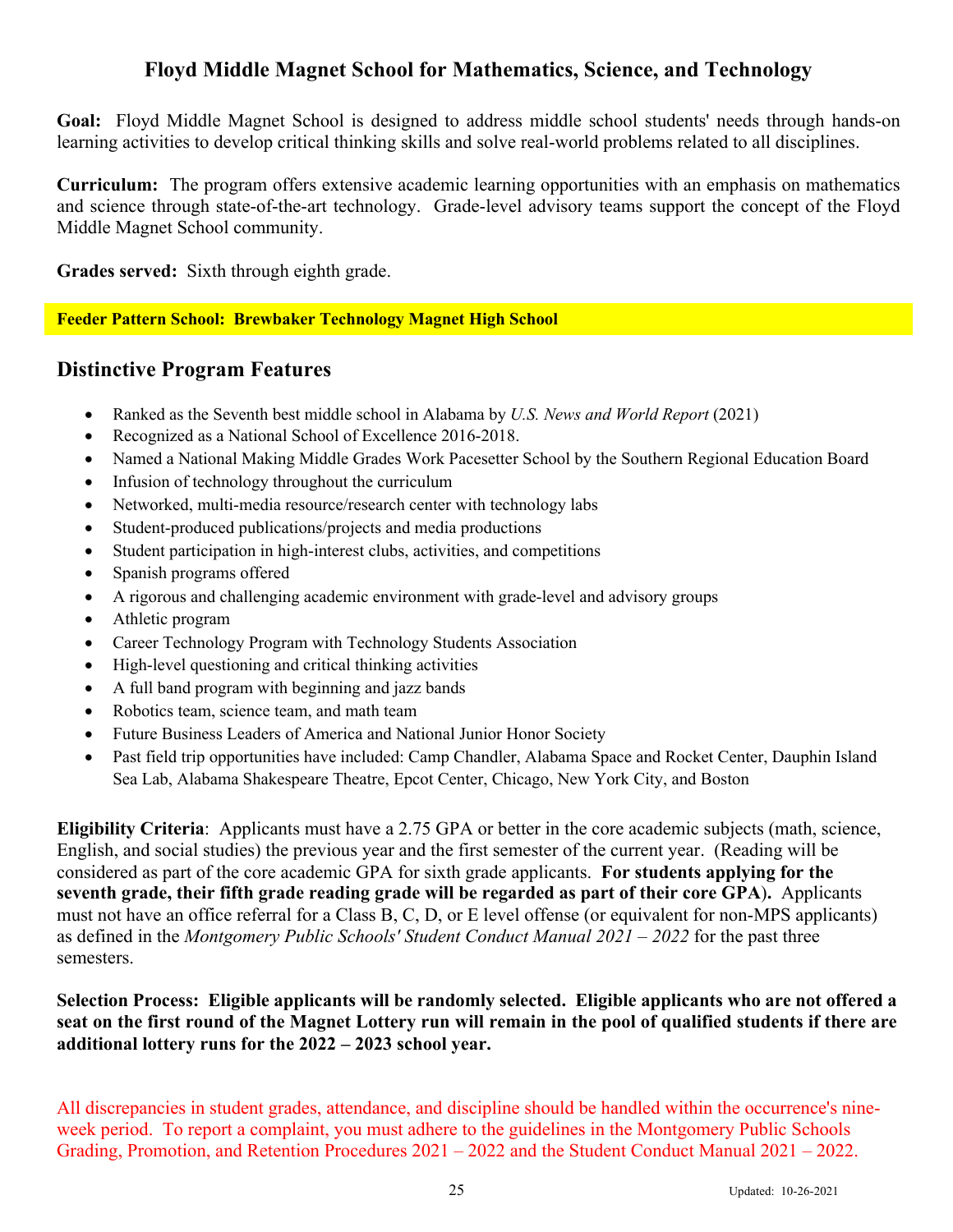# Floyd Middle Magnet School for Mathematics, Science, and Technology

**Goal:** Floyd Middle Magnet School is designed to address middle school students' needs through hands-on learning activities to develop critical thinking skills and solve real-world problems related to all disciplines.

**Curriculum:** The program offers extensive academic learning opportunities with an emphasis on mathematics and science through state-of-the-art technology. Grade-level advisory teams support the concept of the Floyd Middle Magnet School community.

**Grades served:** Sixth through eighth grade.

**Feeder Pattern School: Brewbaker Technology Magnet High School**

## Distinctive Program Features

- Ranked as the Seventh best middle school in Alabama by *U.S. News and World Report* (2021)
- Recognized as a National School of Excellence 2016-2018.
- Named a National Making Middle Grades Work Pacesetter School by the Southern Regional Education Board
- Infusion of technology throughout the curriculum
- Networked, multi-media resource/research center with technology labs
- Student-produced publications/projects and media productions
- Student participation in high-interest clubs, activities, and competitions
- Spanish programs offered
- A rigorous and challenging academic environment with grade-level and advisory groups
- Athletic program
- Career Technology Program with Technology Students Association
- High-level questioning and critical thinking activities
- A full band program with beginning and jazz bands
- Robotics team, science team, and math team
- Future Business Leaders of America and National Junior Honor Society
- Past field trip opportunities have included: Camp Chandler, Alabama Space and Rocket Center, Dauphin Island Sea Lab, Alabama Shakespeare Theatre, Epcot Center, Chicago, New York City, and Boston

**Eligibility Criteria**: Applicants must have a 2.75 GPA or better in the core academic subjects (math, science, English, and social studies) the previous year and the first semester of the current year. (Reading will be considered as part of the core academic GPA for sixth grade applicants. **For students applying for the seventh grade, their fifth grade reading grade will be regarded as part of their core GPA**). Applicants must not have an office referral for a Class B, C, D, or E level offense (or equivalent for non-MPS applicants) as defined in the *Montgomery Public Schools' Student Conduct Manual 2021 – 2022* for the past three semesters.

**Selection Process: Eligible applicants will be randomly selected. Eligible applicants who are not offered a seat on the first round of the Magnet Lottery run will remain in the pool of qualified students if there are additional lottery runs for the 2022 – 2023 school year.**

All discrepancies in student grades, attendance, and discipline should be handled within the occurrence's nine-week period. To report a complaint, you must adhere to the guidelines in the Montgomery Public Schools Grading, Promotion, and Retention Procedures 2021 – 2022 and the Student Conduct Manual 2021 – 2022.

Updated: 10-26-2021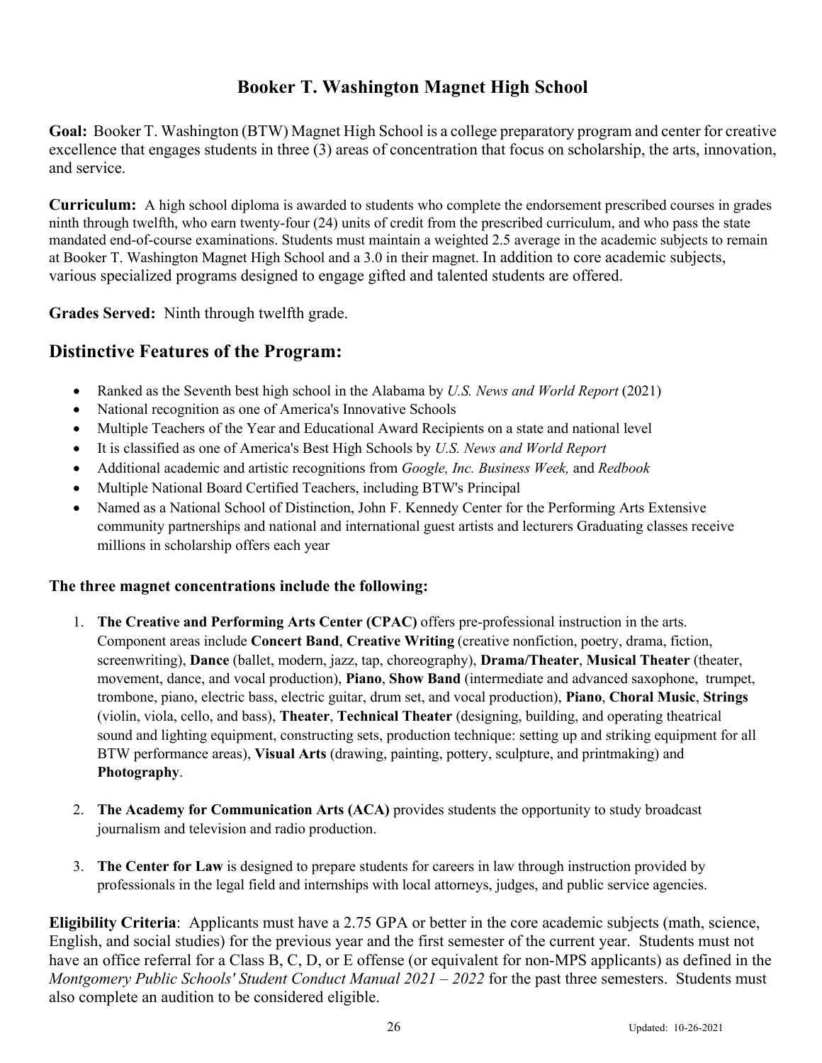# Booker T. Washington Magnet High School

**Goal:** Booker T. Washington (BTW) Magnet High School is a college preparatory program and center for creative excellence that engages students in three (3) areas of concentration that focus on scholarship, the arts, innovation, and service.

**Curriculum:** A high school diploma is awarded to students who complete the endorsement prescribed courses in grades ninth through twelfth, who earn twenty-four (24) units of credit from the prescribed curriculum, and who pass the state mandated end-of-course examinations. Students must maintain a weighted 2.5 average in the academic subjects to remain at Booker T. Washington Magnet High School and a 3.0 in their magnet. In addition to core academic subjects, various specialized programs designed to engage gifted and talented students are offered.

**Grades Served:** Ninth through twelfth grade.

## Distinctive Features of the Program:

- Ranked as the Seventh best high school in the Alabama by *U.S. News and World Report* (2021)
- National recognition as one of America's Innovative Schools
- Multiple Teachers of the Year and Educational Award Recipients on a state and national level
- It is classified as one of America's Best High Schools by *U.S. News and World Report*
- Additional academic and artistic recognitions from *Google, Inc. Business Week,* and *Redbook*
- Multiple National Board Certified Teachers, including BTW's Principal
- Named as a National School of Distinction, John F. Kennedy Center for the Performing Arts Extensive community partnerships and national and international guest artists and lecturers Graduating classes receive millions in scholarship offers each year

### The three magnet concentrations include the following:

1. **The Creative and Performing Arts Center (CPAC)** offers pre-professional instruction in the arts. Component areas include **Concert Band**, **Creative Writing** (creative nonfiction, poetry, drama, fiction, screenwriting), **Dance** (ballet, modern, jazz, tap, choreography), **Drama/Theater**, **Musical Theater** (theater, movement, dance, and vocal production), **Piano**, **Show Band** (intermediate and advanced saxophone, trumpet, trombone, piano, electric bass, electric guitar, drum set, and vocal production), **Piano**, **Choral Music**, **Strings** (violin, viola, cello, and bass), **Theater**, **Technical Theater** (designing, building, and operating theatrical sound and lighting equipment, constructing sets, production technique: setting up and striking equipment for all BTW performance areas), **Visual Arts** (drawing, painting, pottery, sculpture, and printmaking) and **Photography**.

2. **The Academy for Communication Arts (ACA)** provides students the opportunity to study broadcast journalism and television and radio production.

3. **The Center for Law** is designed to prepare students for careers in law through instruction provided by professionals in the legal field and internships with local attorneys, judges, and public service agencies.

**Eligibility Criteria**: Applicants must have a 2.75 GPA or better in the core academic subjects (math, science, English, and social studies) for the previous year and the first semester of the current year. Students must not have an office referral for a Class B, C, D, or E offense (or equivalent for non-MPS applicants) as defined in the *Montgomery Public Schools' Student Conduct Manual 2021 – 2022* for the past three semesters. Students must also complete an audition to be considered eligible.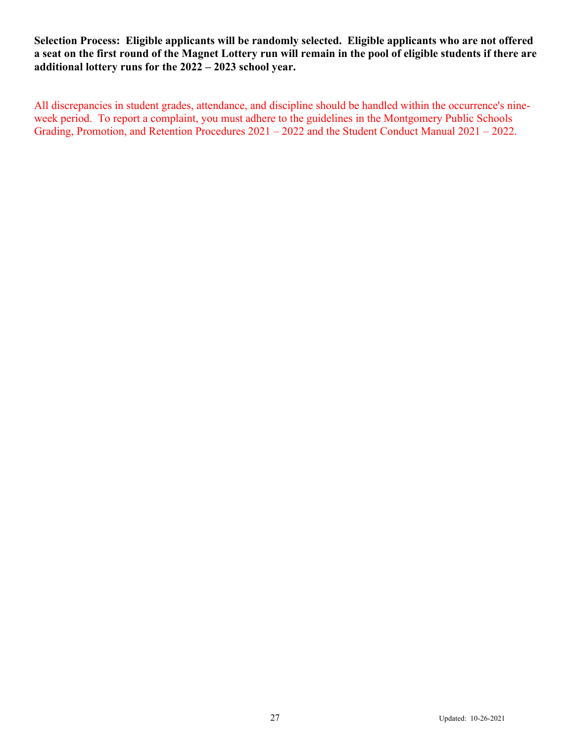**Selection Process: Eligible applicants will be randomly selected. Eligible applicants who are not offered a seat on the first round of the Magnet Lottery run will remain in the pool of eligible students if there are additional lottery runs for the 2022 – 2023 school year.**

All discrepancies in student grades, attendance, and discipline should be handled within the occurrence's nine-week period. To report a complaint, you must adhere to the guidelines in the Montgomery Public Schools Grading, Promotion, and Retention Procedures 2021 – 2022 and the Student Conduct Manual 2021 – 2022.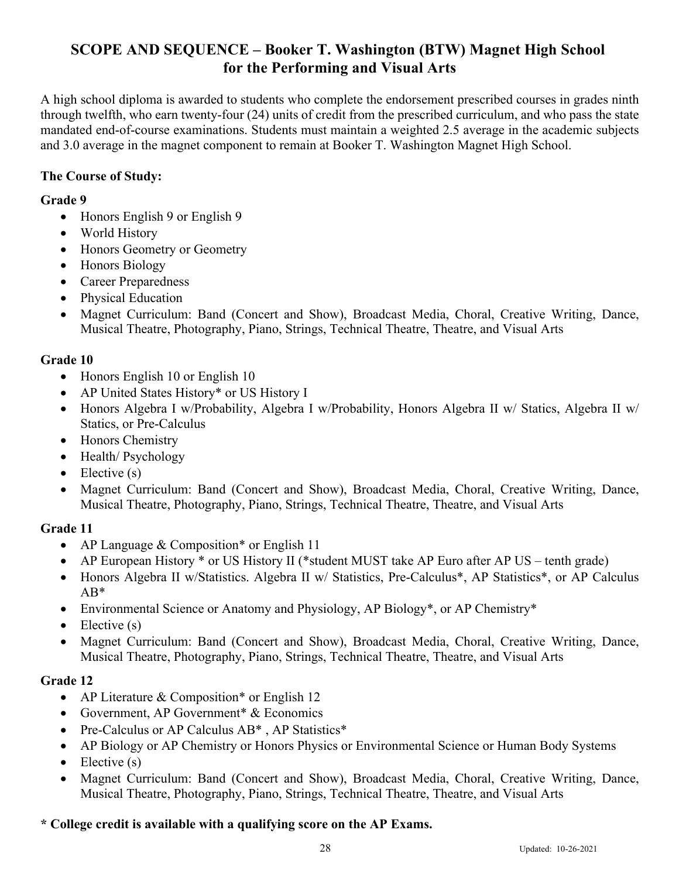## SCOPE AND SEQUENCE – Booker T. Washington (BTW) Magnet High School for the Performing and Visual Arts

A high school diploma is awarded to students who complete the endorsement prescribed courses in grades ninth through twelfth, who earn twenty-four (24) units of credit from the prescribed curriculum, and who pass the state mandated end-of-course examinations. Students must maintain a weighted 2.5 average in the academic subjects and 3.0 average in the magnet component to remain at Booker T. Washington Magnet High School.

**The Course of Study:**

**Grade 9**

- Honors English 9 or English 9
- World History
- Honors Geometry or Geometry
- Honors Biology
- Career Preparedness
- Physical Education
- Magnet Curriculum: Band (Concert and Show), Broadcast Media, Choral, Creative Writing, Dance, Musical Theatre, Photography, Piano, Strings, Technical Theatre, Theatre, and Visual Arts

**Grade 10**

- Honors English 10 or English 10
- AP United States History* or US History I
- Honors Algebra I w/Probability, Algebra I w/Probability, Honors Algebra II w/ Statics, Algebra II w/ Statics, or Pre-Calculus
- Honors Chemistry
- Health/ Psychology
- Elective (s)
- Magnet Curriculum: Band (Concert and Show), Broadcast Media, Choral, Creative Writing, Dance, Musical Theatre, Photography, Piano, Strings, Technical Theatre, Theatre, and Visual Arts

**Grade 11**

- AP Language & Composition* or English 11
- AP European History * or US History II (*student MUST take AP Euro after AP US – tenth grade)
- Honors Algebra II w/Statistics. Algebra II w/ Statistics, Pre-Calculus*, AP Statistics*, or AP Calculus AB*
- Environmental Science or Anatomy and Physiology, AP Biology*, or AP Chemistry*
- Elective (s)
- Magnet Curriculum: Band (Concert and Show), Broadcast Media, Choral, Creative Writing, Dance, Musical Theatre, Photography, Piano, Strings, Technical Theatre, Theatre, and Visual Arts

**Grade 12**

- AP Literature & Composition* or English 12
- Government, AP Government* & Economics
- Pre-Calculus or AP Calculus AB* , AP Statistics*
- AP Biology or AP Chemistry or Honors Physics or Environmental Science or Human Body Systems
- Elective (s)
- Magnet Curriculum: Band (Concert and Show), Broadcast Media, Choral, Creative Writing, Dance, Musical Theatre, Photography, Piano, Strings, Technical Theatre, Theatre, and Visual Arts

**\* College credit is available with a qualifying score on the AP Exams.**

Updated: 10-26-2021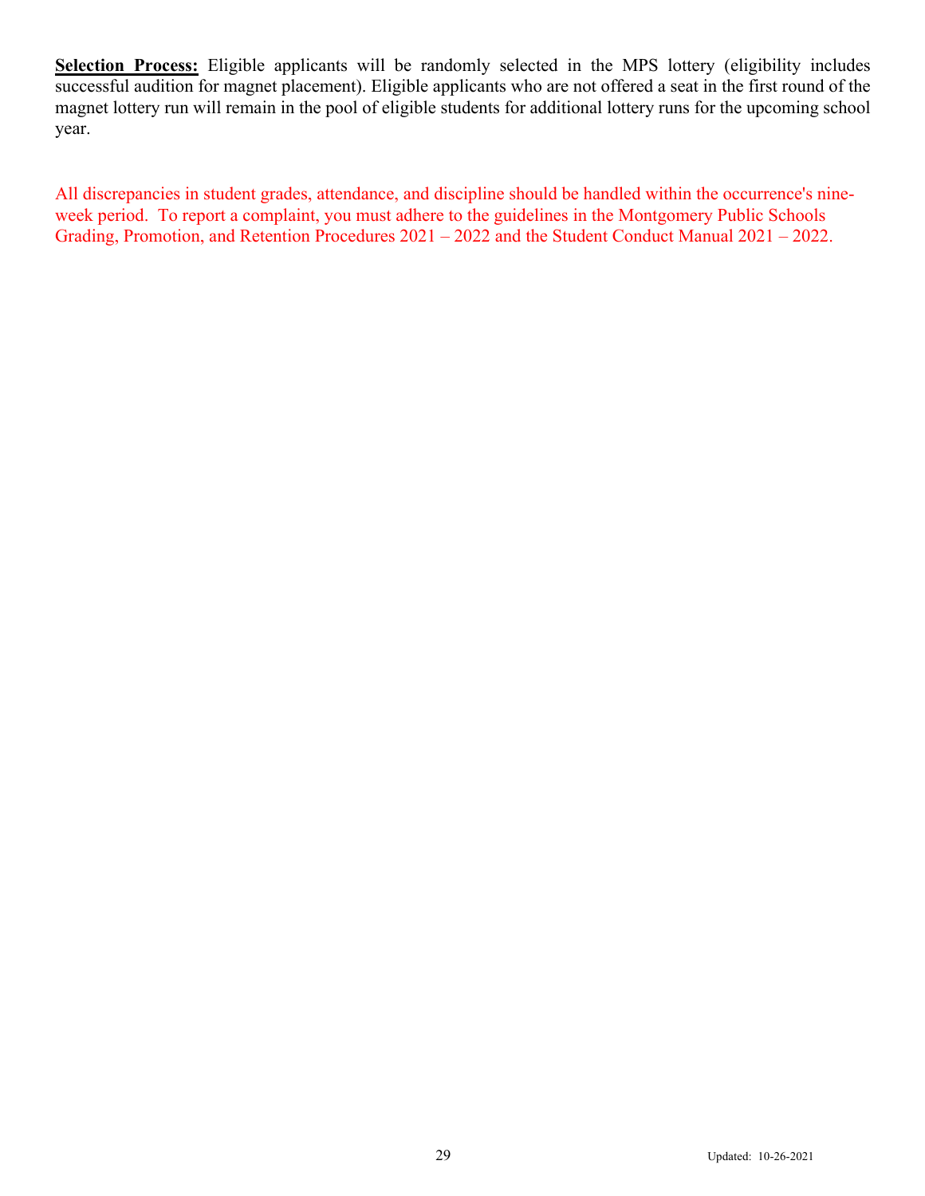**Selection Process:** Eligible applicants will be randomly selected in the MPS lottery (eligibility includes successful audition for magnet placement). Eligible applicants who are not offered a seat in the first round of the magnet lottery run will remain in the pool of eligible students for additional lottery runs for the upcoming school year.

All discrepancies in student grades, attendance, and discipline should be handled within the occurrence's nine-week period. To report a complaint, you must adhere to the guidelines in the Montgomery Public Schools Grading, Promotion, and Retention Procedures 2021 – 2022 and the Student Conduct Manual 2021 – 2022.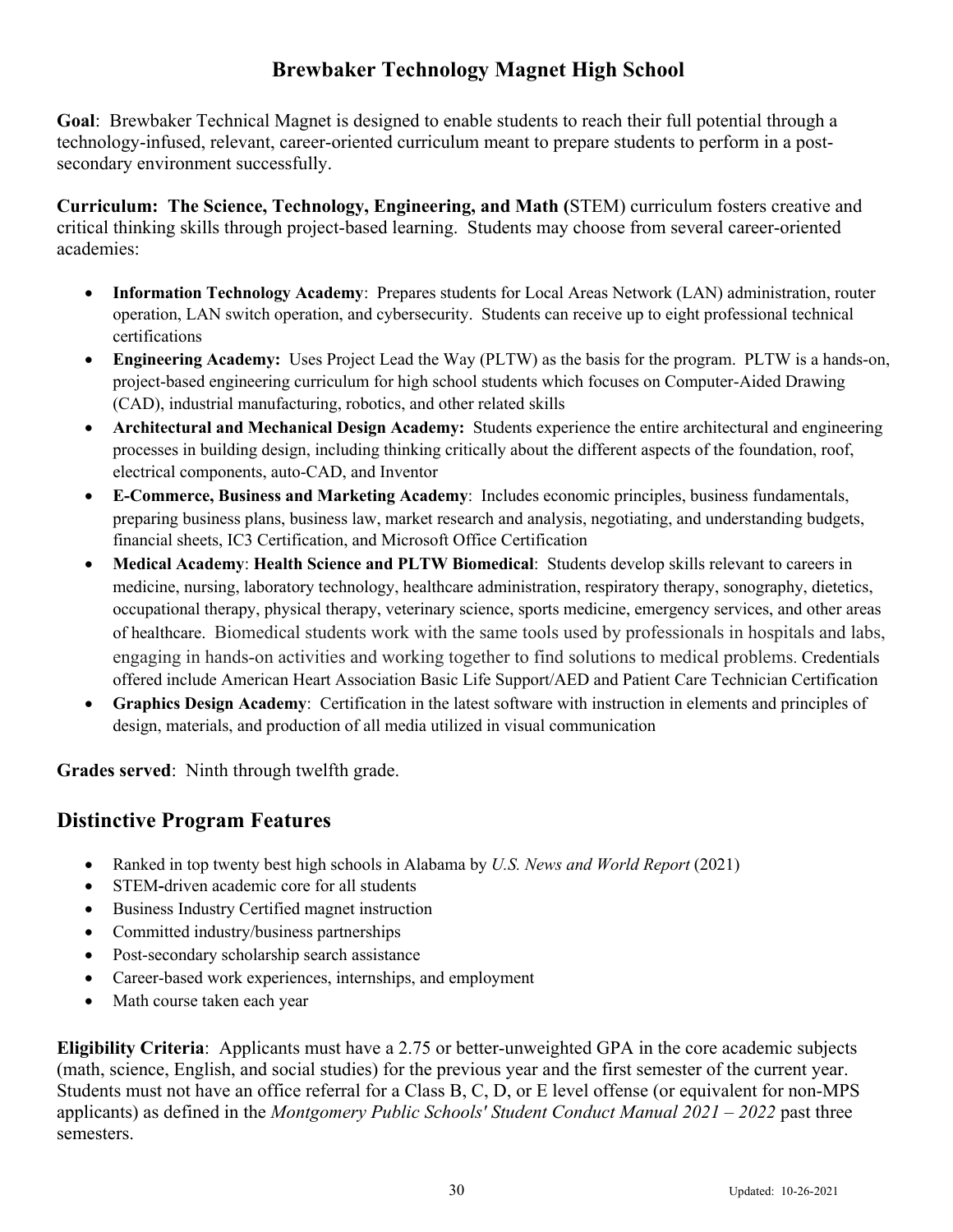# Brewbaker Technology Magnet High School

**Goal**: Brewbaker Technical Magnet is designed to enable students to reach their full potential through a technology-infused, relevant, career-oriented curriculum meant to prepare students to perform in a post-secondary environment successfully.

**Curriculum: The Science, Technology, Engineering, and Math (**STEM) curriculum fosters creative and critical thinking skills through project-based learning. Students may choose from several career-oriented academies:

- **Information Technology Academy**: Prepares students for Local Areas Network (LAN) administration, router operation, LAN switch operation, and cybersecurity. Students can receive up to eight professional technical certifications
- **Engineering Academy:** Uses Project Lead the Way (PLTW) as the basis for the program. PLTW is a hands-on, project-based engineering curriculum for high school students which focuses on Computer-Aided Drawing (CAD), industrial manufacturing, robotics, and other related skills
- **Architectural and Mechanical Design Academy:** Students experience the entire architectural and engineering processes in building design, including thinking critically about the different aspects of the foundation, roof, electrical components, auto-CAD, and Inventor
- **E-Commerce, Business and Marketing Academy**: Includes economic principles, business fundamentals, preparing business plans, business law, market research and analysis, negotiating, and understanding budgets, financial sheets, IC3 Certification, and Microsoft Office Certification
- **Medical Academy**: **Health Science and PLTW Biomedical**: Students develop skills relevant to careers in medicine, nursing, laboratory technology, healthcare administration, respiratory therapy, sonography, dietetics, occupational therapy, physical therapy, veterinary science, sports medicine, emergency services, and other areas of healthcare. Biomedical students work with the same tools used by professionals in hospitals and labs, engaging in hands-on activities and working together to find solutions to medical problems. Credentials offered include American Heart Association Basic Life Support/AED and Patient Care Technician Certification
- **Graphics Design Academy**: Certification in the latest software with instruction in elements and principles of design, materials, and production of all media utilized in visual communication

**Grades served**: Ninth through twelfth grade.

## Distinctive Program Features

- Ranked in top twenty best high schools in Alabama by *U.S. News and World Report* (2021)
- STEM-driven academic core for all students
- Business Industry Certified magnet instruction
- Committed industry/business partnerships
- Post-secondary scholarship search assistance
- Career-based work experiences, internships, and employment
- Math course taken each year

**Eligibility Criteria**: Applicants must have a 2.75 or better-unweighted GPA in the core academic subjects (math, science, English, and social studies) for the previous year and the first semester of the current year. Students must not have an office referral for a Class B, C, D, or E level offense (or equivalent for non-MPS applicants) as defined in the *Montgomery Public Schools' Student Conduct Manual 2021 – 2022* past three semesters.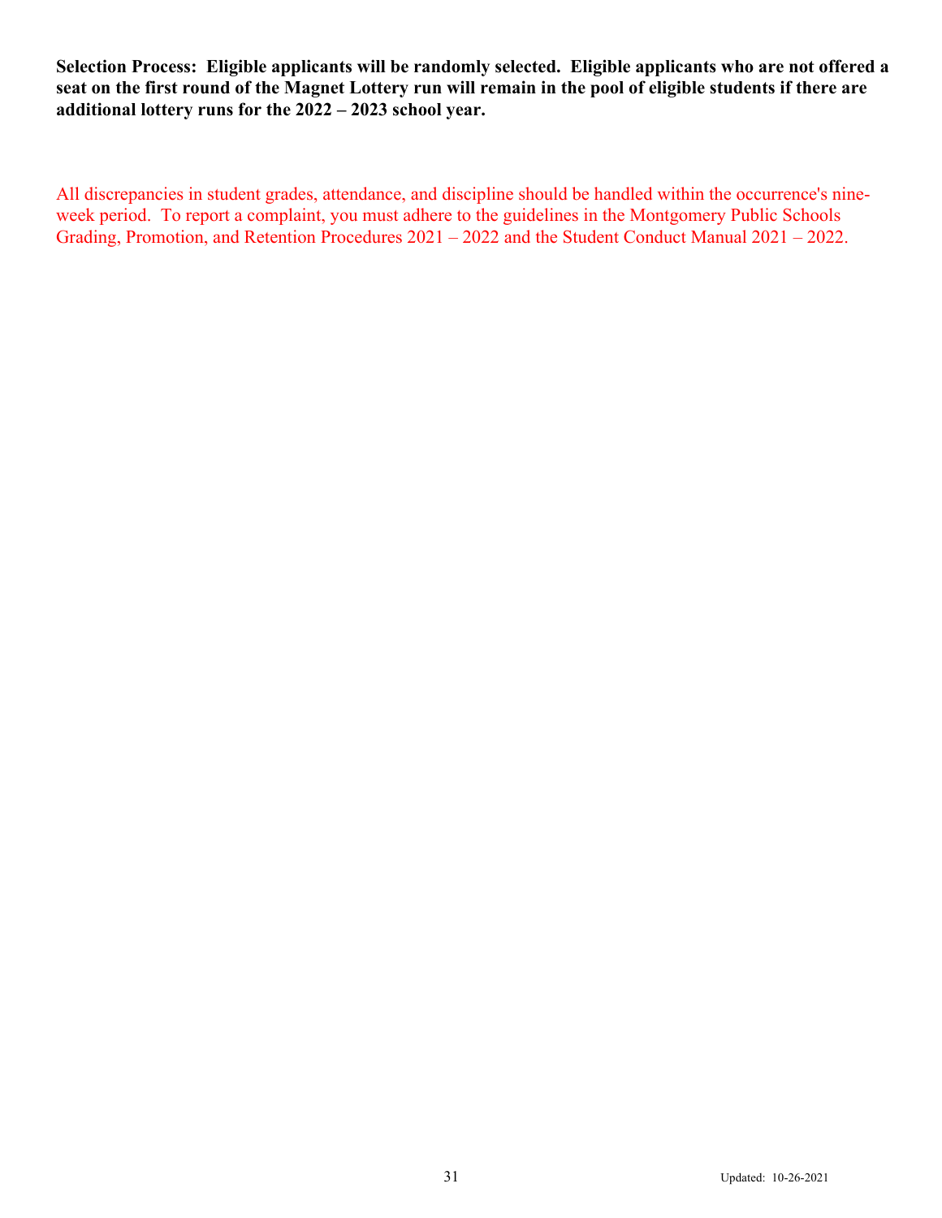**Selection Process: Eligible applicants will be randomly selected. Eligible applicants who are not offered a seat on the first round of the Magnet Lottery run will remain in the pool of eligible students if there are additional lottery runs for the 2022 – 2023 school year.**

All discrepancies in student grades, attendance, and discipline should be handled within the occurrence's nine-week period. To report a complaint, you must adhere to the guidelines in the Montgomery Public Schools Grading, Promotion, and Retention Procedures 2021 – 2022 and the Student Conduct Manual 2021 – 2022.

Updated: 10-26-2021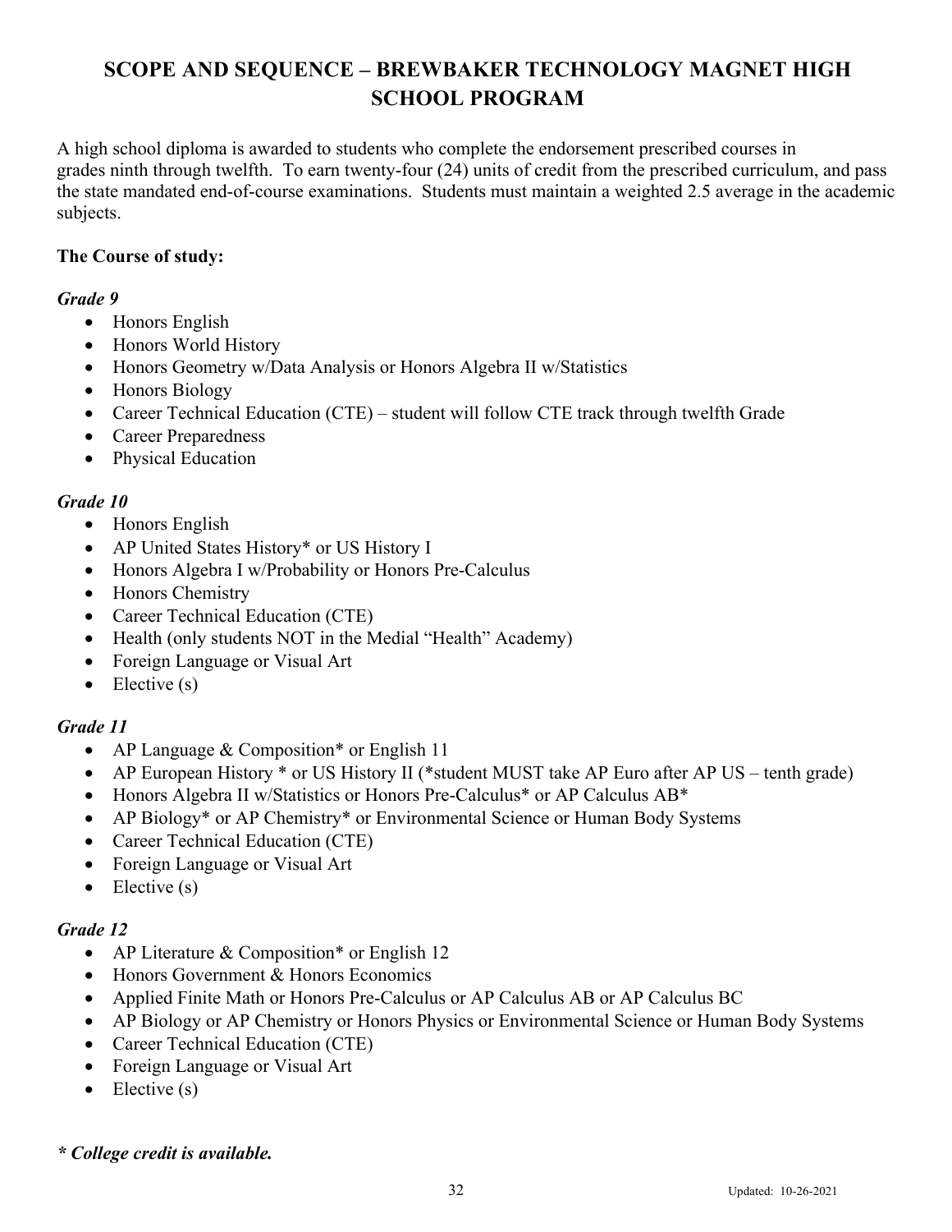# SCOPE AND SEQUENCE – BREWBAKER TECHNOLOGY MAGNET HIGH SCHOOL PROGRAM

A high school diploma is awarded to students who complete the endorsement prescribed courses in grades ninth through twelfth. To earn twenty-four (24) units of credit from the prescribed curriculum, and pass the state mandated end-of-course examinations. Students must maintain a weighted 2.5 average in the academic subjects.

**The Course of study:**

***Grade 9***

- Honors English
- Honors World History
- Honors Geometry w/Data Analysis or Honors Algebra II w/Statistics
- Honors Biology
- Career Technical Education (CTE) – student will follow CTE track through twelfth Grade
- Career Preparedness
- Physical Education

***Grade 10***

- Honors English
- AP United States History* or US History I
- Honors Algebra I w/Probability or Honors Pre-Calculus
- Honors Chemistry
- Career Technical Education (CTE)
- Health (only students NOT in the Medial "Health" Academy)
- Foreign Language or Visual Art
- Elective (s)

***Grade 11***

- AP Language & Composition* or English 11
- AP European History * or US History II (*student MUST take AP Euro after AP US – tenth grade)
- Honors Algebra II w/Statistics or Honors Pre-Calculus* or AP Calculus AB*
- AP Biology* or AP Chemistry* or Environmental Science or Human Body Systems
- Career Technical Education (CTE)
- Foreign Language or Visual Art
- Elective (s)

***Grade 12***

- AP Literature & Composition* or English 12
- Honors Government & Honors Economics
- Applied Finite Math or Honors Pre-Calculus or AP Calculus AB or AP Calculus BC
- AP Biology or AP Chemistry or Honors Physics or Environmental Science or Human Body Systems
- Career Technical Education (CTE)
- Foreign Language or Visual Art
- Elective (s)

***\* College credit is available.***

Updated: 10-26-2021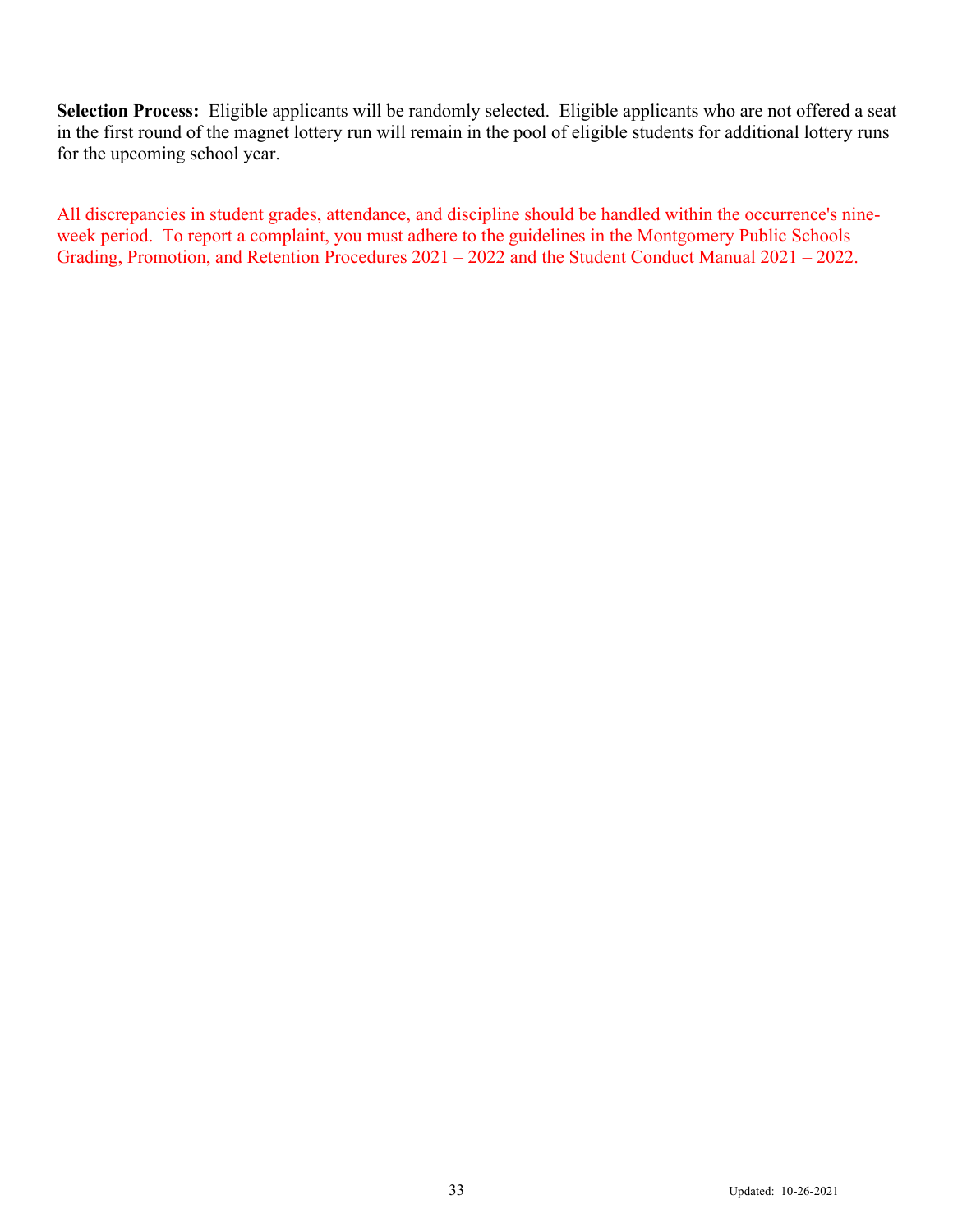**Selection Process:** Eligible applicants will be randomly selected. Eligible applicants who are not offered a seat in the first round of the magnet lottery run will remain in the pool of eligible students for additional lottery runs for the upcoming school year.

All discrepancies in student grades, attendance, and discipline should be handled within the occurrence's nine-week period. To report a complaint, you must adhere to the guidelines in the Montgomery Public Schools Grading, Promotion, and Retention Procedures 2021 – 2022 and the Student Conduct Manual 2021 – 2022.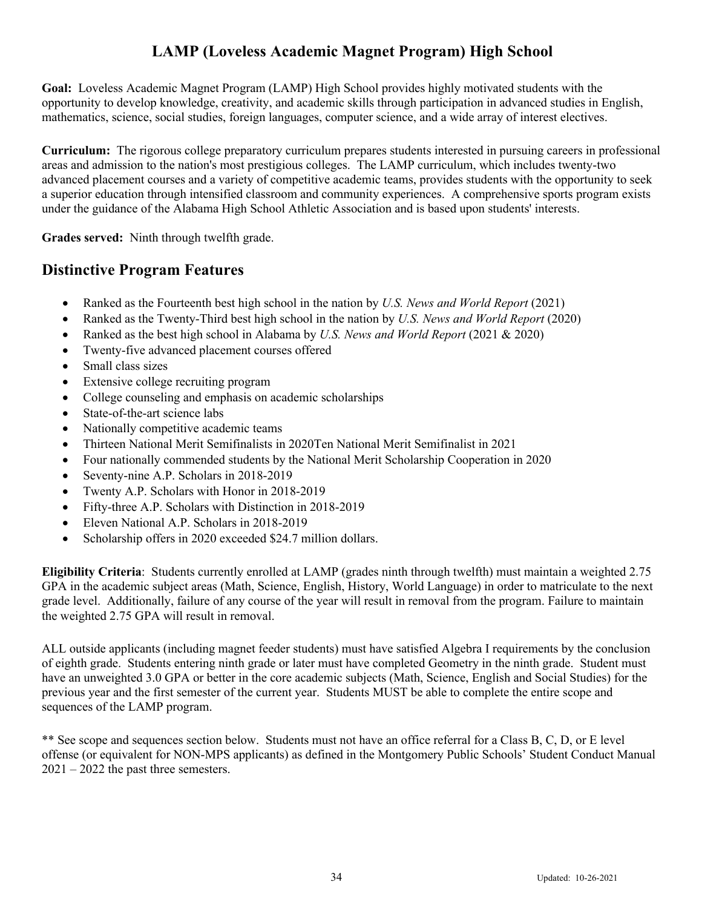# LAMP (Loveless Academic Magnet Program) High School

**Goal:** Loveless Academic Magnet Program (LAMP) High School provides highly motivated students with the opportunity to develop knowledge, creativity, and academic skills through participation in advanced studies in English, mathematics, science, social studies, foreign languages, computer science, and a wide array of interest electives.

**Curriculum:** The rigorous college preparatory curriculum prepares students interested in pursuing careers in professional areas and admission to the nation's most prestigious colleges. The LAMP curriculum, which includes twenty-two advanced placement courses and a variety of competitive academic teams, provides students with the opportunity to seek a superior education through intensified classroom and community experiences. A comprehensive sports program exists under the guidance of the Alabama High School Athletic Association and is based upon students' interests.

**Grades served:** Ninth through twelfth grade.

## Distinctive Program Features

- Ranked as the Fourteenth best high school in the nation by *U.S. News and World Report* (2021)
- Ranked as the Twenty-Third best high school in the nation by *U.S. News and World Report* (2020)
- Ranked as the best high school in Alabama by *U.S. News and World Report* (2021 & 2020)
- Twenty-five advanced placement courses offered
- Small class sizes
- Extensive college recruiting program
- College counseling and emphasis on academic scholarships
- State-of-the-art science labs
- Nationally competitive academic teams
- Thirteen National Merit Semifinalists in 2020Ten National Merit Semifinalist in 2021
- Four nationally commended students by the National Merit Scholarship Cooperation in 2020
- Seventy-nine A.P. Scholars in 2018-2019
- Twenty A.P. Scholars with Honor in 2018-2019
- Fifty-three A.P. Scholars with Distinction in 2018-2019
- Eleven National A.P. Scholars in 2018-2019
- Scholarship offers in 2020 exceeded $24.7 million dollars.

**Eligibility Criteria**: Students currently enrolled at LAMP (grades ninth through twelfth) must maintain a weighted 2.75 GPA in the academic subject areas (Math, Science, English, History, World Language) in order to matriculate to the next grade level. Additionally, failure of any course of the year will result in removal from the program. Failure to maintain the weighted 2.75 GPA will result in removal.

ALL outside applicants (including magnet feeder students) must have satisfied Algebra I requirements by the conclusion of eighth grade. Students entering ninth grade or later must have completed Geometry in the ninth grade. Student must have an unweighted 3.0 GPA or better in the core academic subjects (Math, Science, English and Social Studies) for the previous year and the first semester of the current year. Students MUST be able to complete the entire scope and sequences of the LAMP program.

** See scope and sequences section below. Students must not have an office referral for a Class B, C, D, or E level offense (or equivalent for NON-MPS applicants) as defined in the Montgomery Public Schools' Student Conduct Manual 2021 – 2022 the past three semesters.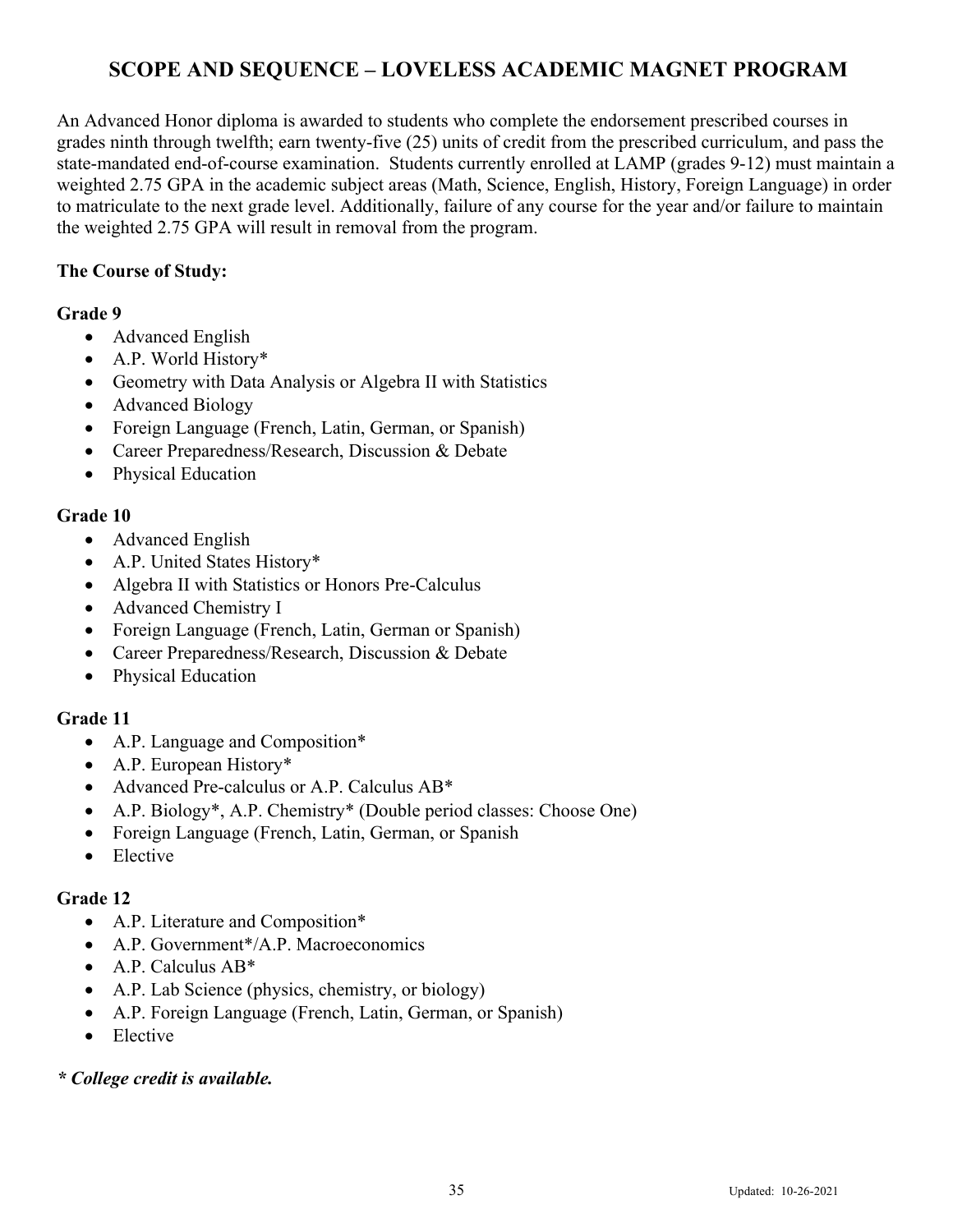# SCOPE AND SEQUENCE – LOVELESS ACADEMIC MAGNET PROGRAM

An Advanced Honor diploma is awarded to students who complete the endorsement prescribed courses in grades ninth through twelfth; earn twenty-five (25) units of credit from the prescribed curriculum, and pass the state-mandated end-of-course examination. Students currently enrolled at LAMP (grades 9-12) must maintain a weighted 2.75 GPA in the academic subject areas (Math, Science, English, History, Foreign Language) in order to matriculate to the next grade level. Additionally, failure of any course for the year and/or failure to maintain the weighted 2.75 GPA will result in removal from the program.

**The Course of Study:**

**Grade 9**

- Advanced English
- A.P. World History*
- Geometry with Data Analysis or Algebra II with Statistics
- Advanced Biology
- Foreign Language (French, Latin, German, or Spanish)
- Career Preparedness/Research, Discussion & Debate
- Physical Education

**Grade 10**

- Advanced English
- A.P. United States History*
- Algebra II with Statistics or Honors Pre-Calculus
- Advanced Chemistry I
- Foreign Language (French, Latin, German or Spanish)
- Career Preparedness/Research, Discussion & Debate
- Physical Education

**Grade 11**

- A.P. Language and Composition*
- A.P. European History*
- Advanced Pre-calculus or A.P. Calculus AB*
- A.P. Biology*, A.P. Chemistry* (Double period classes: Choose One)
- Foreign Language (French, Latin, German, or Spanish
- Elective

**Grade 12**

- A.P. Literature and Composition*
- A.P. Government*/A.P. Macroeconomics
- A.P. Calculus AB*
- A.P. Lab Science (physics, chemistry, or biology)
- A.P. Foreign Language (French, Latin, German, or Spanish)
- Elective

***\* College credit is available.***

Updated: 10-26-2021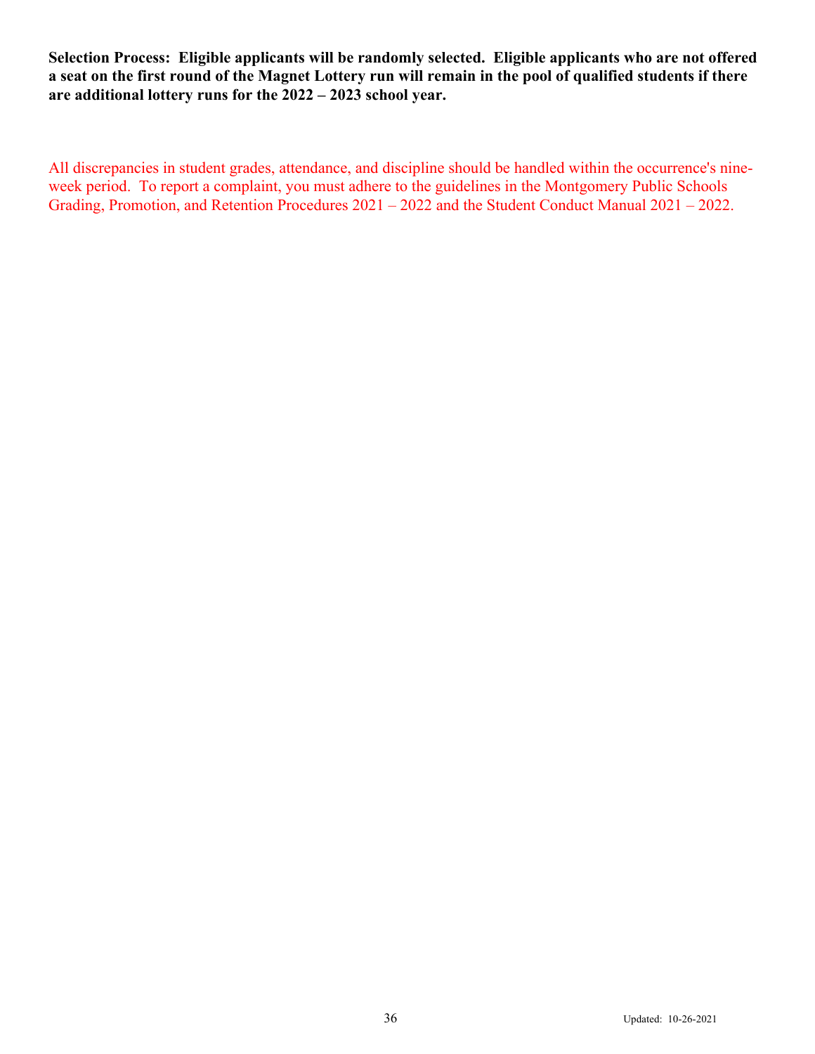**Selection Process: Eligible applicants will be randomly selected. Eligible applicants who are not offered a seat on the first round of the Magnet Lottery run will remain in the pool of qualified students if there are additional lottery runs for the 2022 – 2023 school year.**

All discrepancies in student grades, attendance, and discipline should be handled within the occurrence's nine-week period. To report a complaint, you must adhere to the guidelines in the Montgomery Public Schools Grading, Promotion, and Retention Procedures 2021 – 2022 and the Student Conduct Manual 2021 – 2022.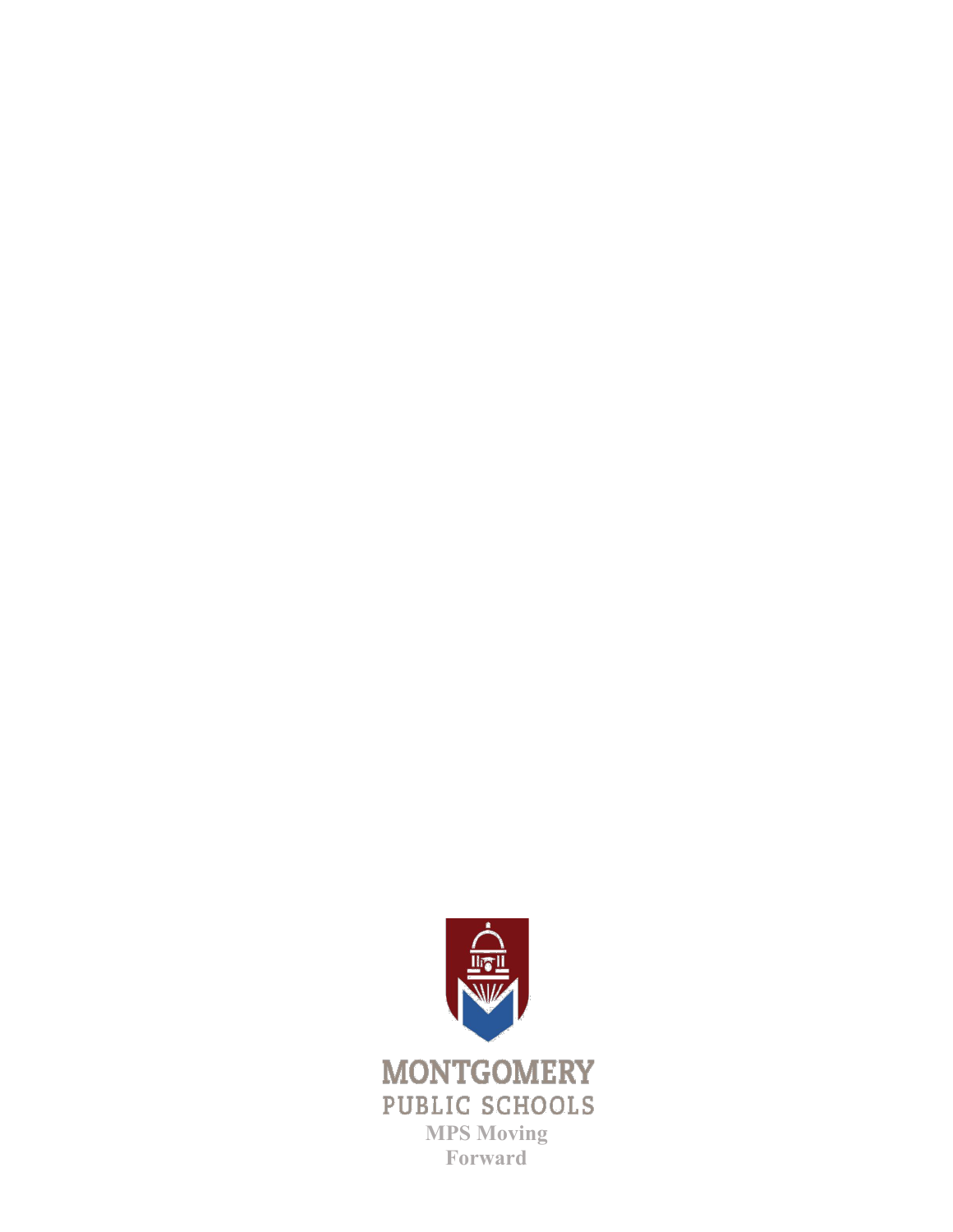MONTGOMERY
PUBLIC SCHOOLS
MPS Moving
Forward